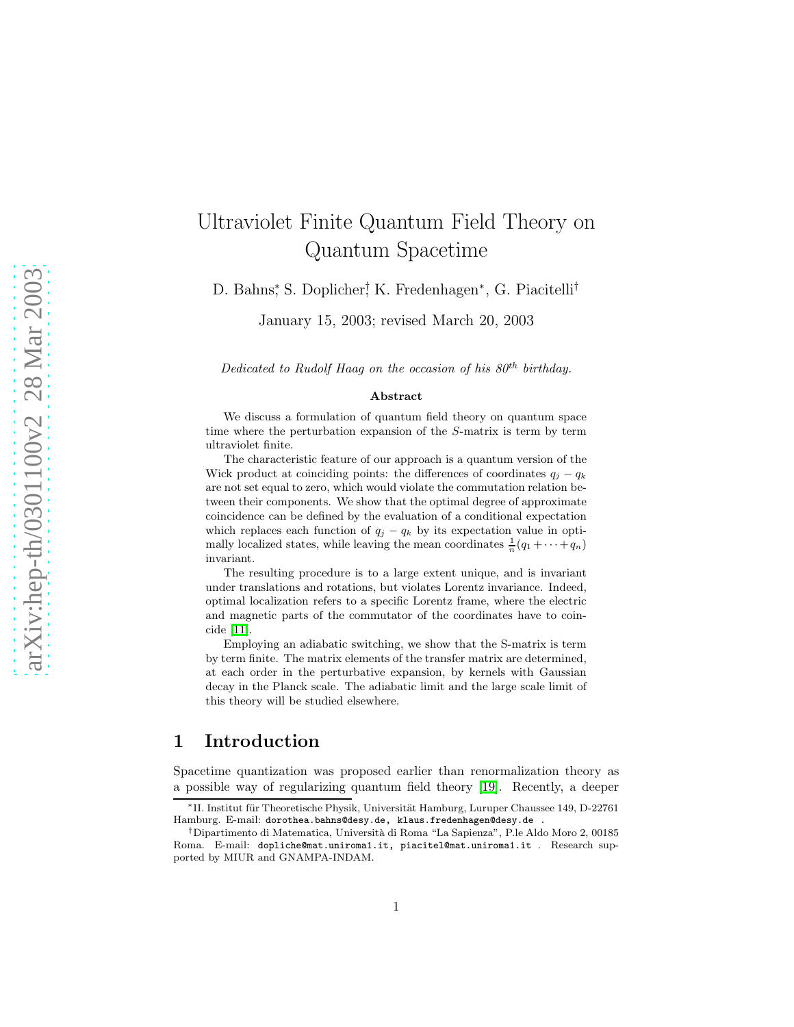# Ultraviolet Finite Quantum Field Theory on Quantum Spacetime

D. Bahns*, S. Doplicher†, K. Fredenhagen*, G. Piacitelli†

January 15, 2003; revised March 20, 2003

*Dedicated to Rudolf Haag on the occasion of his 80th birthday.*

**Abstract**

We discuss a formulation of quantum field theory on quantum space time where the perturbation expansion of the $S$-matrix is term by term ultraviolet finite.

The characteristic feature of our approach is a quantum version of the Wick product at coinciding points: the differences of coordinates $q_j - q_k$ are not set equal to zero, which would violate the commutation relation between their components. We show that the optimal degree of approximate coincidence can be defined by the evaluation of a conditional expectation which replaces each function of $q_j - q_k$ by its expectation value in optimally localized states, while leaving the mean coordinates $\frac{1}{n}(q_1 + \cdots + q_n)$ invariant.

The resulting procedure is to a large extent unique, and is invariant under translations and rotations, but violates Lorentz invariance. Indeed, optimal localization refers to a specific Lorentz frame, where the electric and magnetic parts of the commutator of the coordinates have to coincide [11].

Employing an adiabatic switching, we show that the S-matrix is term by term finite. The matrix elements of the transfer matrix are determined, at each order in the perturbative expansion, by kernels with Gaussian decay in the Planck scale. The adiabatic limit and the large scale limit of this theory will be studied elsewhere.

## 1 Introduction

Spacetime quantization was proposed earlier than renormalization theory as a possible way of regularizing quantum field theory [19]. Recently, a deeper

---

*II. Institut für Theoretische Physik, Universität Hamburg, Luruper Chaussee 149, D-22761 Hamburg. E-mail: dorothea.bahns@desy.de, klaus.fredenhagen@desy.de .

†Dipartimento di Matematica, Università di Roma "La Sapienza", P.le Aldo Moro 2, 00185 Roma. E-mail: dopliche@mat.uniroma1.it, piacitel@mat.uniroma1.it . Research supported by MIUR and GNAMPA-INDAM.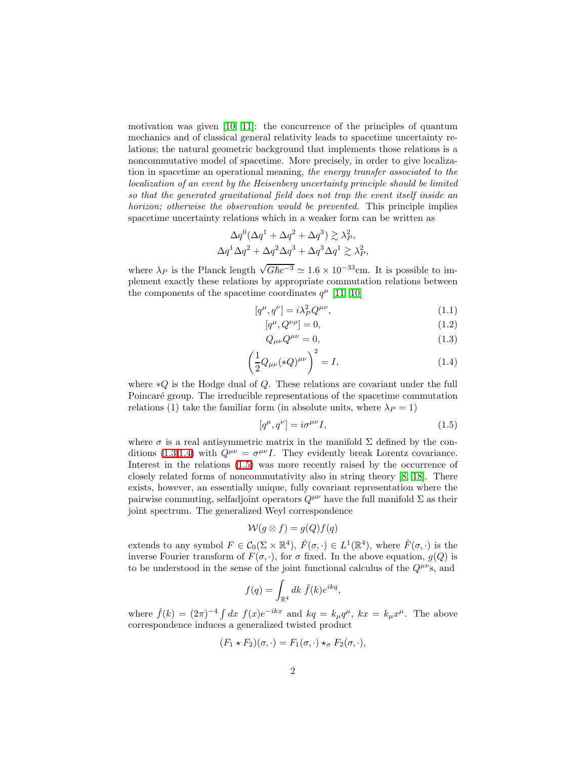motivation was given [10, 11]: the concurrence of the principles of quantum mechanics and of classical general relativity leads to spacetime uncertainty relations; the natural geometric background that implements those relations is a noncommutative model of spacetime. More precisely, in order to give localization in spacetime an operational meaning, *the energy transfer associated to the localization of an event by the Heisenberg uncertainty principle should be limited so that the generated gravitational field does not trap the event itself inside an horizon; otherwise the observation would be prevented.* This principle implies spacetime uncertainty relations which in a weaker form can be written as

$$\Delta q^0(\Delta q^1 + \Delta q^2 + \Delta q^3) \gtrsim \lambda_P^2,$$
$$\Delta q^1 \Delta q^2 + \Delta q^2 \Delta q^3 + \Delta q^3 \Delta q^1 \gtrsim \lambda_P^2,$$

where $\lambda_P$ is the Planck length $\sqrt{G\hbar c^{-3}} \simeq 1.6 \times 10^{-33}$cm. It is possible to implement exactly these relations by appropriate commutation relations between the components of the spacetime coordinates $q^\mu$ [11, 10]

$$[q^\mu, q^\nu] = i\lambda_P^2 Q^{\mu\nu}, \tag{1.1}$$

$$[q^\mu, Q^{\nu\rho}] = 0, \tag{1.2}$$

$$Q_{\mu\nu}Q^{\mu\nu} = 0, \tag{1.3}$$

$$\left(\frac{1}{2}Q_{\mu\nu}(*Q)^{\mu\nu}\right)^2 = I, \tag{1.4}$$

where $*Q$ is the Hodge dual of $Q$. These relations are covariant under the full Poincaré group. The irreducible representations of the spacetime commutation relations (1) take the familiar form (in absolute units, where $\lambda_P = 1$)

$$[q^\mu, q^\nu] = i\sigma^{\mu\nu} I, \tag{1.5}$$

where $\sigma$ is a real antisymmetric matrix in the manifold $\Sigma$ defined by the conditions (1.3,1.4) with $Q^{\mu\nu} = \sigma^{\mu\nu} I$. They evidently break Lorentz covariance. Interest in the relations (1.5) was more recently raised by the occurrence of closely related forms of noncommutativity also in string theory [8, 18]. There exists, however, an essentially unique, fully covariant representation where the pairwise commuting, selfadjoint operators $Q^{\mu\nu}$ have the full manifold $\Sigma$ as their joint spectrum. The generalized Weyl correspondence

$$\mathcal{W}(g \otimes f) = g(Q) f(q)$$

extends to any symbol $F \in \mathcal{C}_0(\Sigma \times \mathbb{R}^4)$, $\check{F}(\sigma, \cdot) \in L^1(\mathbb{R}^4)$, where $\check{F}(\sigma, \cdot)$ is the inverse Fourier transform of $F(\sigma, \cdot)$, for $\sigma$ fixed. In the above equation, $g(Q)$ is to be understood in the sense of the joint functional calculus of the $Q^{\mu\nu}$s, and

$$f(q) = \int_{\mathbb{R}^4} dk \; \check{f}(k) e^{ikq},$$

where $\check{f}(k) = (2\pi)^{-4} \int dx \; f(x) e^{-ikx}$ and $kq = k_\mu q^\mu$, $kx = k_\mu x^\mu$. The above correspondence induces a generalized twisted product

$$(F_1 \star F_2)(\sigma, \cdot) = F_1(\sigma, \cdot) \star_\sigma F_2(\sigma, \cdot),$$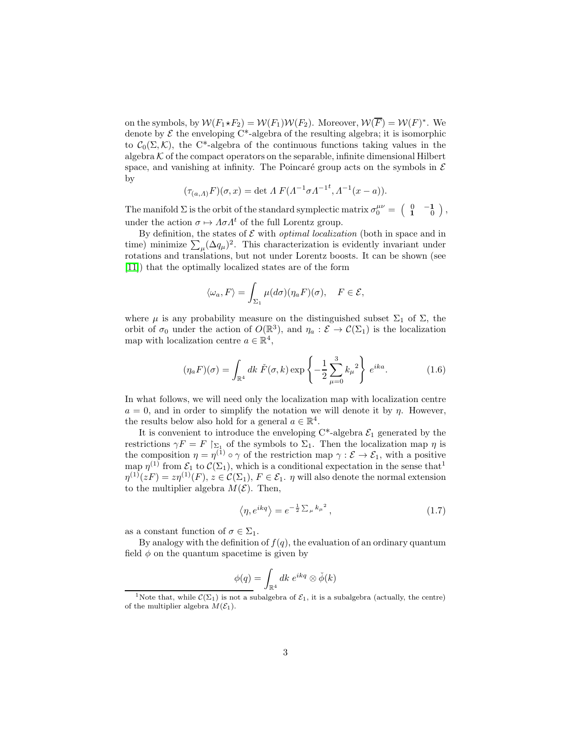on the symbols, by $\mathcal{W}(F_1 \star F_2) = \mathcal{W}(F_1)\mathcal{W}(F_2)$. Moreover, $\mathcal{W}(\overline{F}) = \mathcal{W}(F)^*$. We denote by $\mathcal{E}$ the enveloping C*-algebra of the resulting algebra; it is isomorphic to $\mathcal{C}_0(\Sigma, \mathcal{K})$, the C*-algebra of the continuous functions taking values in the algebra $\mathcal{K}$ of the compact operators on the separable, infinite dimensional Hilbert space, and vanishing at infinity. The Poincaré group acts on the symbols in $\mathcal{E}$ by

$$(\tau_{(a,\Lambda)}F)(\sigma, x) = \det \Lambda \; F(\Lambda^{-1}\sigma\Lambda^{-1^t}, \Lambda^{-1}(x-a)).$$

The manifold $\Sigma$ is the orbit of the standard symplectic matrix $\sigma_0^{\mu\nu} = \begin{pmatrix} 0 & -\mathbf{1} \\ \mathbf{1} & 0 \end{pmatrix}$, under the action $\sigma \mapsto \Lambda\sigma\Lambda^t$ of the full Lorentz group.

By definition, the states of $\mathcal{E}$ with *optimal localization* (both in space and in time) minimize $\sum_\mu (\Delta q_\mu)^2$. This characterization is evidently invariant under rotations and translations, but not under Lorentz boosts. It can be shown (see [11]) that the optimally localized states are of the form

$$\langle \omega_a, F \rangle = \int_{\Sigma_1} \mu(d\sigma)(\eta_a F)(\sigma), \quad F \in \mathcal{E},$$

where $\mu$ is any probability measure on the distinguished subset $\Sigma_1$ of $\Sigma$, the orbit of $\sigma_0$ under the action of $O(\mathbb{R}^3)$, and $\eta_a : \mathcal{E} \to \mathcal{C}(\Sigma_1)$ is the localization map with localization centre $a \in \mathbb{R}^4$,

$$(\eta_a F)(\sigma) = \int_{\mathbb{R}^4} dk \, \check{F}(\sigma, k) \exp\left\{ -\frac{1}{2} \sum_{\mu=0}^{3} {k_\mu}^2 \right\} e^{ika}. \tag{1.6}$$

In what follows, we will need only the localization map with localization centre $a = 0$, and in order to simplify the notation we will denote it by $\eta$. However, the results below also hold for a general $a \in \mathbb{R}^4$.

It is convenient to introduce the enveloping C*-algebra $\mathcal{E}_1$ generated by the restrictions $\gamma F = F \restriction_{\Sigma_1}$ of the symbols to $\Sigma_1$. Then the localization map $\eta$ is the composition $\eta = \eta^{(1)} \circ \gamma$ of the restriction map $\gamma : \mathcal{E} \to \mathcal{E}_1$, with a positive map $\eta^{(1)}$ from $\mathcal{E}_1$ to $\mathcal{C}(\Sigma_1)$, which is a conditional expectation in the sense that[1] $\eta^{(1)}(zF) = z\eta^{(1)}(F)$, $z \in \mathcal{C}(\Sigma_1)$, $F \in \mathcal{E}_1$. $\eta$ will also denote the normal extension to the multiplier algebra $M(\mathcal{E})$. Then,

$$\left\langle \eta, e^{ikq} \right\rangle = e^{-\frac{1}{2}\sum_\mu {k_\mu}^2}, \tag{1.7}$$

as a constant function of $\sigma \in \Sigma_1$.

By analogy with the definition of $f(q)$, the evaluation of an ordinary quantum field $\phi$ on the quantum spacetime is given by

$$\phi(q) = \int_{\mathbb{R}^4} dk \; e^{ikq} \otimes \check{\phi}(k)$$

[1] Note that, while $\mathcal{C}(\Sigma_1)$ is not a subalgebra of $\mathcal{E}_1$, it is a subalgebra (actually, the centre) of the multiplier algebra $M(\mathcal{E}_1)$.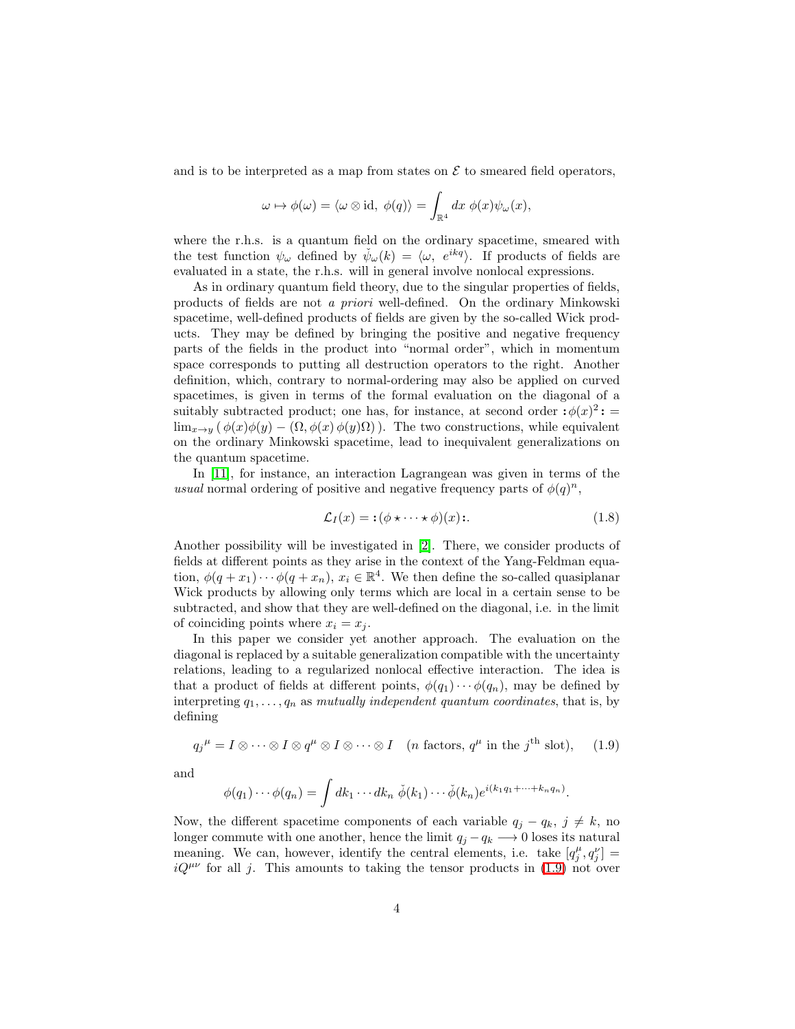and is to be interpreted as a map from states on $\mathcal{E}$ to smeared field operators,

$$\omega \mapsto \phi(\omega) = \langle \omega \otimes \mathrm{id},\ \phi(q) \rangle = \int_{\mathbb{R}^4} dx\ \phi(x) \psi_\omega(x),$$

where the r.h.s. is a quantum field on the ordinary spacetime, smeared with the test function $\psi_\omega$ defined by $\check{\psi}_\omega(k) = \langle \omega,\ e^{ikq} \rangle$. If products of fields are evaluated in a state, the r.h.s. will in general involve nonlocal expressions.

As in ordinary quantum field theory, due to the singular properties of fields, products of fields are not *a priori* well-defined. On the ordinary Minkowski spacetime, well-defined products of fields are given by the so-called Wick products. They may be defined by bringing the positive and negative frequency parts of the fields in the product into "normal order", which in momentum space corresponds to putting all destruction operators to the right. Another definition, which, contrary to normal-ordering may also be applied on curved spacetimes, is given in terms of the formal evaluation on the diagonal of a suitably subtracted product; one has, for instance, at second order $:\!\phi(x)^2\!: = \lim_{x \to y} (\, \phi(x)\phi(y) - (\Omega, \phi(x)\,\phi(y)\Omega)\,)$. The two constructions, while equivalent on the ordinary Minkowski spacetime, lead to inequivalent generalizations on the quantum spacetime.

In [11], for instance, an interaction Lagrangean was given in terms of the *usual* normal ordering of positive and negative frequency parts of $\phi(q)^n$,

$$\mathcal{L}_I(x) = :\!(\phi \star \cdots \star \phi)(x)\!:. \tag{1.8}$$

Another possibility will be investigated in [2]. There, we consider products of fields at different points as they arise in the context of the Yang-Feldman equation, $\phi(q + x_1) \cdots \phi(q + x_n)$, $x_i \in \mathbb{R}^4$. We then define the so-called quasiplanar Wick products by allowing only terms which are local in a certain sense to be subtracted, and show that they are well-defined on the diagonal, i.e. in the limit of coinciding points where $x_i = x_j$.

In this paper we consider yet another approach. The evaluation on the diagonal is replaced by a suitable generalization compatible with the uncertainty relations, leading to a regularized nonlocal effective interaction. The idea is that a product of fields at different points, $\phi(q_1) \cdots \phi(q_n)$, may be defined by interpreting $q_1, \ldots, q_n$ as *mutually independent quantum coordinates*, that is, by defining

$$q_j{}^\mu = I \otimes \cdots \otimes I \otimes q^\mu \otimes I \otimes \cdots \otimes I \quad (n \text{ factors, } q^\mu \text{ in the } j^{\text{th}} \text{ slot}), \tag{1.9}$$

and

$$\phi(q_1) \cdots \phi(q_n) = \int dk_1 \cdots dk_n\ \check{\phi}(k_1) \cdots \check{\phi}(k_n) e^{i(k_1 q_1 + \cdots + k_n q_n)}.$$

Now, the different spacetime components of each variable $q_j - q_k$, $j \neq k$, no longer commute with one another, hence the limit $q_j - q_k \longrightarrow 0$ loses its natural meaning. We can, however, identify the central elements, i.e. take $[q_j^\mu, q_j^\nu] = iQ^{\mu\nu}$ for all $j$. This amounts to taking the tensor products in (1.9) not over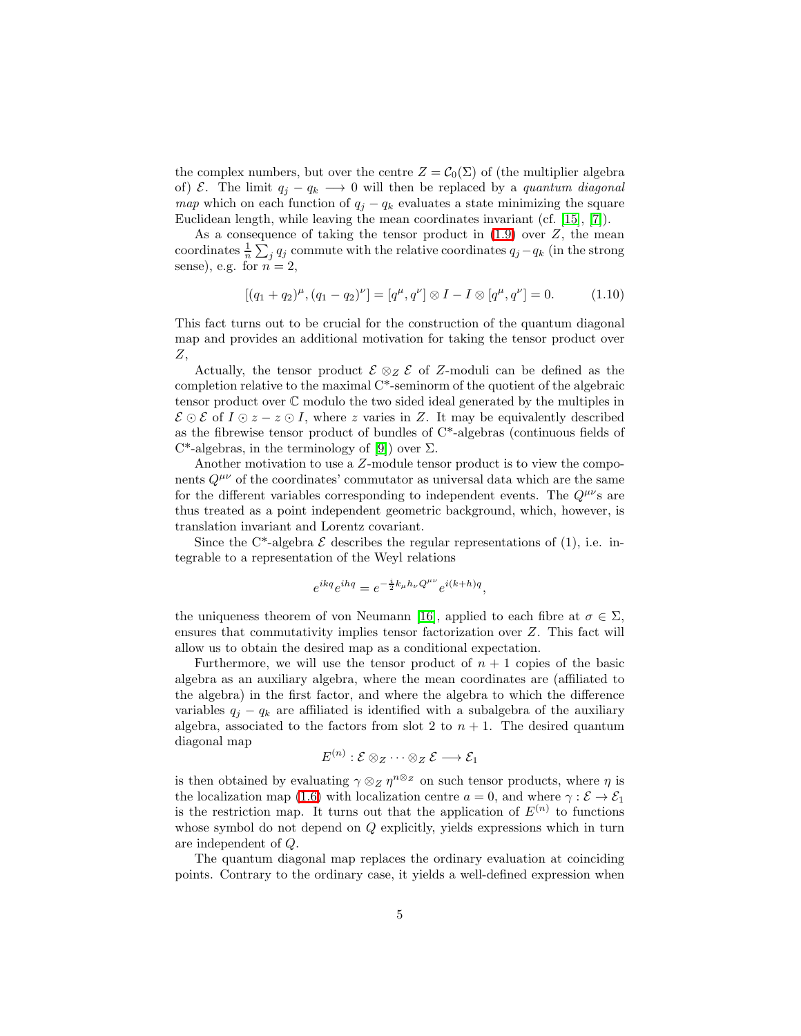the complex numbers, but over the centre $Z = \mathcal{C}_0(\Sigma)$ of (the multiplier algebra of) $\mathcal{E}$. The limit $q_j - q_k \longrightarrow 0$ will then be replaced by a *quantum diagonal map* which on each function of $q_j - q_k$ evaluates a state minimizing the square Euclidean length, while leaving the mean coordinates invariant (cf. [15], [7]).

As a consequence of taking the tensor product in (1.9) over $Z$, the mean coordinates $\frac{1}{n}\sum_j q_j$ commute with the relative coordinates $q_j - q_k$ (in the strong sense), e.g. for $n = 2$,

$$[(q_1 + q_2)^\mu, (q_1 - q_2)^\nu] = [q^\mu, q^\nu] \otimes I - I \otimes [q^\mu, q^\nu] = 0. \qquad (1.10)$$

This fact turns out to be crucial for the construction of the quantum diagonal map and provides an additional motivation for taking the tensor product over $Z$,

Actually, the tensor product $\mathcal{E} \otimes_Z \mathcal{E}$ of $Z$-moduli can be defined as the completion relative to the maximal C\*-seminorm of the quotient of the algebraic tensor product over $\mathbb{C}$ modulo the two sided ideal generated by the multiples in $\mathcal{E} \odot \mathcal{E}$ of $I \odot z - z \odot I$, where $z$ varies in $Z$. It may be equivalently described as the fibrewise tensor product of bundles of C\*-algebras (continuous fields of C\*-algebras, in the terminology of [9]) over $\Sigma$.

Another motivation to use a $Z$-module tensor product is to view the components $Q^{\mu\nu}$ of the coordinates' commutator as universal data which are the same for the different variables corresponding to independent events. The $Q^{\mu\nu}$'s are thus treated as a point independent geometric background, which, however, is translation invariant and Lorentz covariant.

Since the C\*-algebra $\mathcal{E}$ describes the regular representations of (1), i.e. integrable to a representation of the Weyl relations

$$e^{ikq}e^{ihq} = e^{-\frac{i}{2}k_\mu h_\nu Q^{\mu\nu}} e^{i(k+h)q},$$

the uniqueness theorem of von Neumann [16], applied to each fibre at $\sigma \in \Sigma$, ensures that commutativity implies tensor factorization over $Z$. This fact will allow us to obtain the desired map as a conditional expectation.

Furthermore, we will use the tensor product of $n+1$ copies of the basic algebra as an auxiliary algebra, where the mean coordinates are (affiliated to the algebra) in the first factor, and where the algebra to which the difference variables $q_j - q_k$ are affiliated is identified with a subalgebra of the auxiliary algebra, associated to the factors from slot 2 to $n+1$. The desired quantum diagonal map

$$E^{(n)} : \mathcal{E} \otimes_Z \cdots \otimes_Z \mathcal{E} \longrightarrow \mathcal{E}_1$$

is then obtained by evaluating $\gamma \otimes_Z \eta^{n \otimes_Z}$ on such tensor products, where $\eta$ is the localization map (1.6) with localization centre $a = 0$, and where $\gamma : \mathcal{E} \to \mathcal{E}_1$ is the restriction map. It turns out that the application of $E^{(n)}$ to functions whose symbol do not depend on $Q$ explicitly, yields expressions which in turn are independent of $Q$.

The quantum diagonal map replaces the ordinary evaluation at coinciding points. Contrary to the ordinary case, it yields a well-defined expression when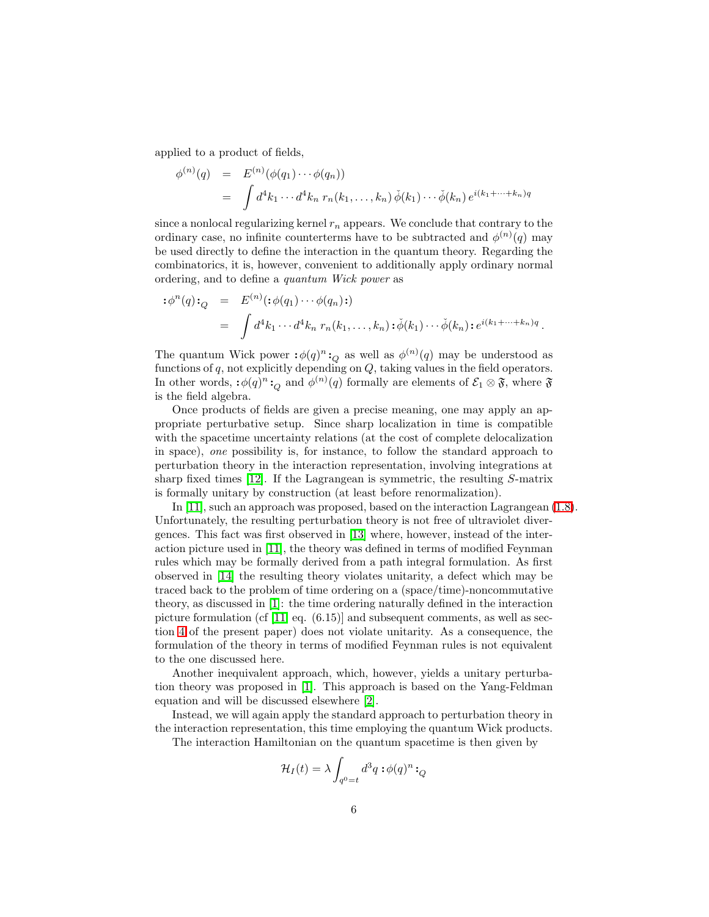applied to a product of fields,

$$
\begin{aligned}
\phi^{(n)}(q) &= E^{(n)}(\phi(q_1)\cdots\phi(q_n)) \\
&= \int d^4k_1 \cdots d^4k_n \; r_n(k_1,\ldots,k_n)\, \check{\phi}(k_1)\cdots\check{\phi}(k_n)\, e^{i(k_1+\cdots+k_n)q}
\end{aligned}
$$

since a nonlocal regularizing kernel $r_n$ appears. We conclude that contrary to the ordinary case, no infinite counterterms have to be subtracted and $\phi^{(n)}(q)$ may be used directly to define the interaction in the quantum theory. Regarding the combinatorics, it is, however, convenient to additionally apply ordinary normal ordering, and to define a *quantum Wick power* as

$$
\begin{aligned}
{:}\phi^n(q){:}_Q &= E^{(n)}({:}\phi(q_1)\cdots\phi(q_n){:}) \\
&= \int d^4k_1 \cdots d^4k_n \; r_n(k_1,\ldots,k_n)\, {:}\check{\phi}(k_1)\cdots\check{\phi}(k_n){:}\, e^{i(k_1+\cdots+k_n)q}\,.
\end{aligned}
$$

The quantum Wick power ${:}\phi(q)^n{:}_Q$ as well as $\phi^{(n)}(q)$ may be understood as functions of $q$, not explicitly depending on $Q$, taking values in the field operators. In other words, ${:}\phi(q)^n{:}_Q$ and $\phi^{(n)}(q)$ formally are elements of $\mathcal{E}_1 \otimes \mathfrak{F}$, where $\mathfrak{F}$ is the field algebra.

Once products of fields are given a precise meaning, one may apply an appropriate perturbative setup. Since sharp localization in time is compatible with the spacetime uncertainty relations (at the cost of complete delocalization in space), *one* possibility is, for instance, to follow the standard approach to perturbation theory in the interaction representation, involving integrations at sharp fixed times [12]. If the Lagrangean is symmetric, the resulting $S$-matrix is formally unitary by construction (at least before renormalization).

In [11], such an approach was proposed, based on the interaction Lagrangean (1.8). Unfortunately, the resulting perturbation theory is not free of ultraviolet divergences. This fact was first observed in [13] where, however, instead of the interaction picture used in [11], the theory was defined in terms of modified Feynman rules which may be formally derived from a path integral formulation. As first observed in [14] the resulting theory violates unitarity, a defect which may be traced back to the problem of time ordering on a (space/time)-noncommutative theory, as discussed in [1]: the time ordering naturally defined in the interaction picture formulation (cf [11] eq. (6.15)] and subsequent comments, as well as section 4 of the present paper) does not violate unitarity. As a consequence, the formulation of the theory in terms of modified Feynman rules is not equivalent to the one discussed here.

Another inequivalent approach, which, however, yields a unitary perturbation theory was proposed in [1]. This approach is based on the Yang-Feldman equation and will be discussed elsewhere [2].

Instead, we will again apply the standard approach to perturbation theory in the interaction representation, this time employing the quantum Wick products.

The interaction Hamiltonian on the quantum spacetime is then given by

$$
\mathcal{H}_I(t) = \lambda \int_{q^0=t} d^3q \; {:}\phi(q)^n{:}_Q
$$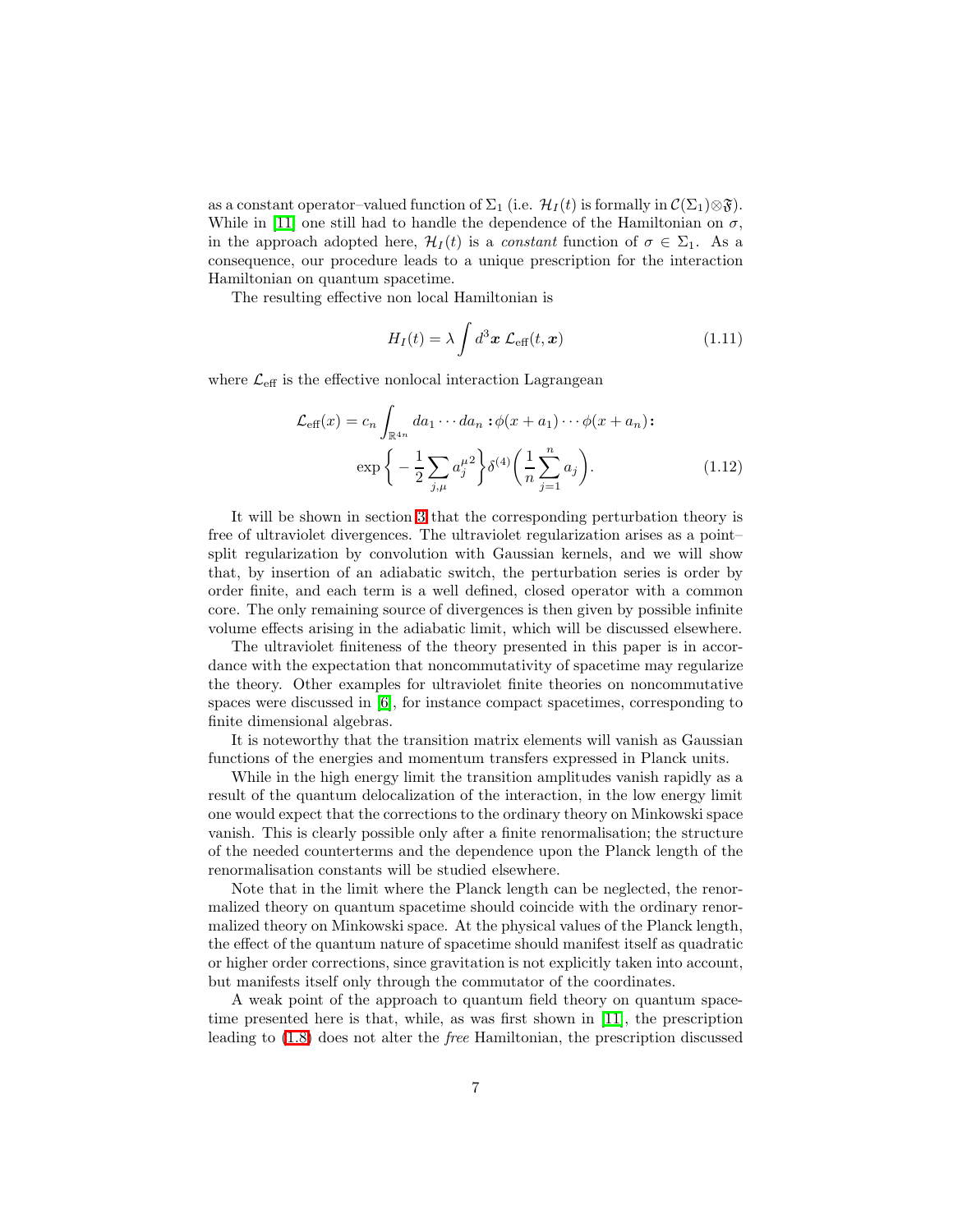as a constant operator–valued function of $\Sigma_1$ (i.e. $\mathcal{H}_I(t)$ is formally in $\mathcal{C}(\Sigma_1)\otimes\mathfrak{F}$). While in [11] one still had to handle the dependence of the Hamiltonian on $\sigma$, in the approach adopted here, $\mathcal{H}_I(t)$ is a *constant* function of $\sigma \in \Sigma_1$. As a consequence, our procedure leads to a unique prescription for the interaction Hamiltonian on quantum spacetime.

The resulting effective non local Hamiltonian is

$$H_I(t) = \lambda \int d^3\boldsymbol{x}\ \mathcal{L}_{\text{eff}}(t, \boldsymbol{x}) \tag{1.11}$$

where $\mathcal{L}_{\text{eff}}$ is the effective nonlocal interaction Lagrangean

$$\begin{aligned}\mathcal{L}_{\text{eff}}(x) = c_n \int_{\mathbb{R}^{4n}} da_1 \cdots da_n \,{:}\phi(x+a_1)\cdots\phi(x+a_n){:}\\ \exp\bigg\{-\frac{1}{2}\sum_{j,\mu} {a_j^\mu}^2\bigg\}\delta^{(4)}\bigg(\frac{1}{n}\sum_{j=1}^n a_j\bigg).\end{aligned} \tag{1.12}$$

It will be shown in section 3 that the corresponding perturbation theory is free of ultraviolet divergences. The ultraviolet regularization arises as a point–split regularization by convolution with Gaussian kernels, and we will show that, by insertion of an adiabatic switch, the perturbation series is order by order finite, and each term is a well defined, closed operator with a common core. The only remaining source of divergences is then given by possible infinite volume effects arising in the adiabatic limit, which will be discussed elsewhere.

The ultraviolet finiteness of the theory presented in this paper is in accordance with the expectation that noncommutativity of spacetime may regularize the theory. Other examples for ultraviolet finite theories on noncommutative spaces were discussed in [6], for instance compact spacetimes, corresponding to finite dimensional algebras.

It is noteworthy that the transition matrix elements will vanish as Gaussian functions of the energies and momentum transfers expressed in Planck units.

While in the high energy limit the transition amplitudes vanish rapidly as a result of the quantum delocalization of the interaction, in the low energy limit one would expect that the corrections to the ordinary theory on Minkowski space vanish. This is clearly possible only after a finite renormalisation; the structure of the needed counterterms and the dependence upon the Planck length of the renormalisation constants will be studied elsewhere.

Note that in the limit where the Planck length can be neglected, the renormalized theory on quantum spacetime should coincide with the ordinary renormalized theory on Minkowski space. At the physical values of the Planck length, the effect of the quantum nature of spacetime should manifest itself as quadratic or higher order corrections, since gravitation is not explicitly taken into account, but manifests itself only through the commutator of the coordinates.

A weak point of the approach to quantum field theory on quantum spacetime presented here is that, while, as was first shown in [11], the prescription leading to (1.8) does not alter the *free* Hamiltonian, the prescription discussed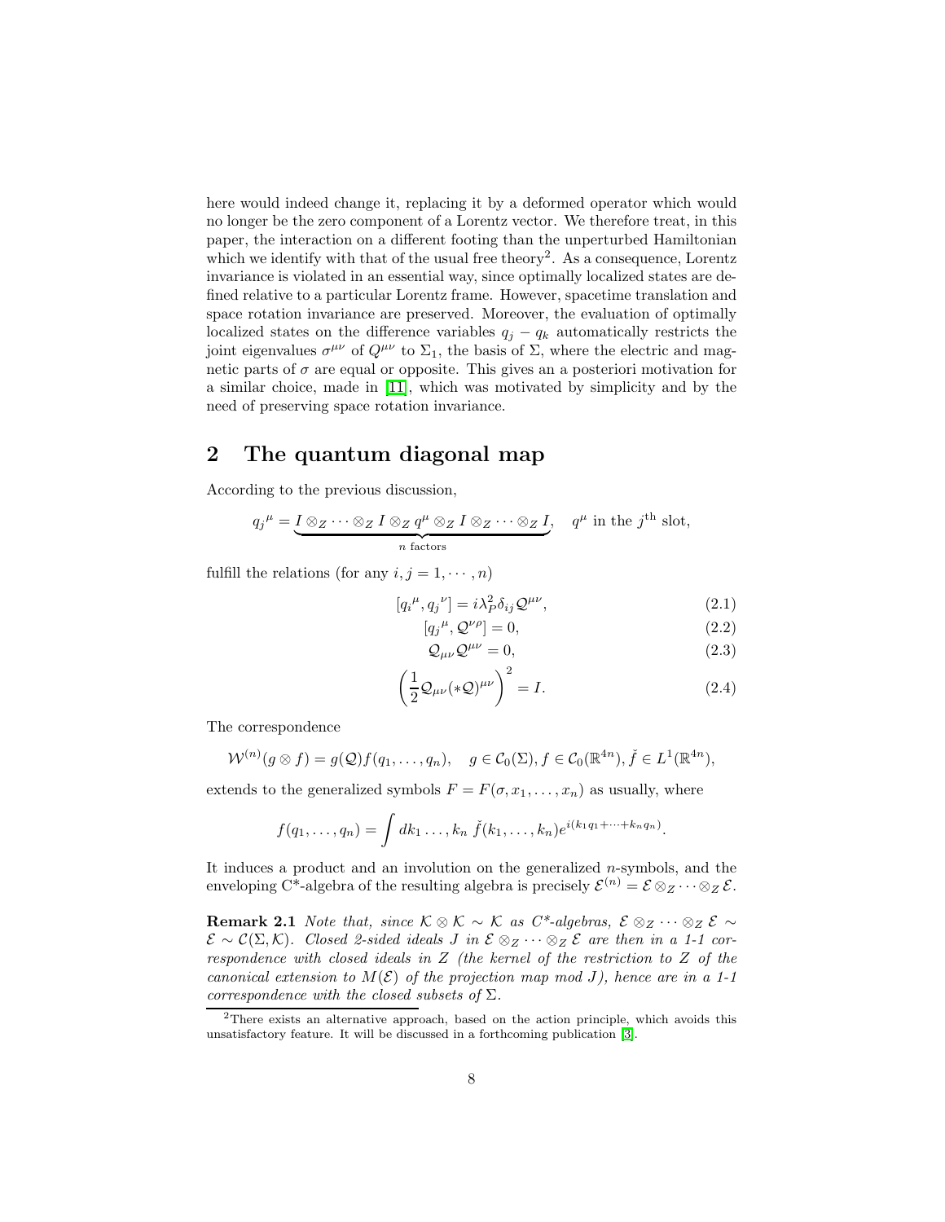here would indeed change it, replacing it by a deformed operator which would no longer be the zero component of a Lorentz vector. We therefore treat, in this paper, the interaction on a different footing than the unperturbed Hamiltonian which we identify with that of the usual free theory[2]. As a consequence, Lorentz invariance is violated in an essential way, since optimally localized states are defined relative to a particular Lorentz frame. However, spacetime translation and space rotation invariance are preserved. Moreover, the evaluation of optimally localized states on the difference variables $q_j - q_k$ automatically restricts the joint eigenvalues $\sigma^{\mu\nu}$ of $Q^{\mu\nu}$ to $\Sigma_1$, the basis of $\Sigma$, where the electric and magnetic parts of $\sigma$ are equal or opposite. This gives an a posteriori motivation for a similar choice, made in [11], which was motivated by simplicity and by the need of preserving space rotation invariance.

## 2 The quantum diagonal map

According to the previous discussion,

$$q_j{}^\mu = \underbrace{I \otimes_Z \cdots \otimes_Z I \otimes_Z q^\mu \otimes_Z I \otimes_Z \cdots \otimes_Z I}_{n \text{ factors}}, \quad q^\mu \text{ in the } j^{\text{th}} \text{ slot},$$

fulfill the relations (for any $i, j = 1, \cdots, n$)

$$[q_i{}^\mu, q_j{}^\nu] = i\lambda_P^2 \delta_{ij} \mathcal{Q}^{\mu\nu}, \tag{2.1}$$

$$[q_j{}^\mu, \mathcal{Q}^{\nu\rho}] = 0, \tag{2.2}$$

$$\mathcal{Q}_{\mu\nu}\mathcal{Q}^{\mu\nu} = 0, \tag{2.3}$$

$$\left(\frac{1}{2}\mathcal{Q}_{\mu\nu}(*\mathcal{Q})^{\mu\nu}\right)^2 = I. \tag{2.4}$$

The correspondence

$$\mathcal{W}^{(n)}(g \otimes f) = g(\mathcal{Q}) f(q_1, \ldots, q_n), \quad g \in \mathcal{C}_0(\Sigma), f \in \mathcal{C}_0(\mathbb{R}^{4n}), \check{f} \in L^1(\mathbb{R}^{4n}),$$

extends to the generalized symbols $F = F(\sigma, x_1, \ldots, x_n)$ as usually, where

$$f(q_1, \ldots, q_n) = \int dk_1 \ldots, k_n \; \check{f}(k_1, \ldots, k_n) e^{i(k_1 q_1 + \cdots + k_n q_n)}.$$

It induces a product and an involution on the generalized $n$-symbols, and the enveloping C*-algebra of the resulting algebra is precisely $\mathcal{E}^{(n)} = \mathcal{E} \otimes_Z \cdots \otimes_Z \mathcal{E}$.

**Remark 2.1** *Note that, since $\mathcal{K} \otimes \mathcal{K} \sim \mathcal{K}$ as C\*-algebras, $\mathcal{E} \otimes_Z \cdots \otimes_Z \mathcal{E} \sim \mathcal{E} \sim \mathcal{C}(\Sigma, \mathcal{K})$. Closed 2-sided ideals $J$ in $\mathcal{E} \otimes_Z \cdots \otimes_Z \mathcal{E}$ are then in a 1-1 correspondence with closed ideals in $Z$ (the kernel of the restriction to $Z$ of the canonical extension to $M(\mathcal{E})$ of the projection map mod $J$), hence are in a 1-1 correspondence with the closed subsets of $\Sigma$.*

[2] There exists an alternative approach, based on the action principle, which avoids this unsatisfactory feature. It will be discussed in a forthcoming publication [3].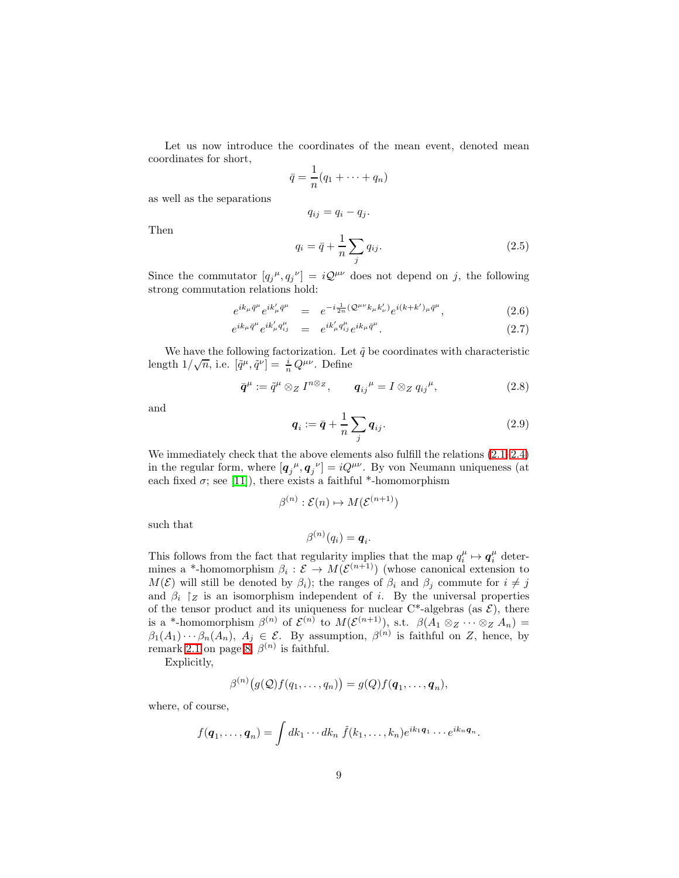Let us now introduce the coordinates of the mean event, denoted mean coordinates for short,

$$\bar{q} = \frac{1}{n}(q_1 + \cdots + q_n)$$

as well as the separations

$$q_{ij} = q_i - q_j.$$

Then

$$q_i = \bar{q} + \frac{1}{n}\sum_j q_{ij}. \tag{2.5}$$

Since the commutator $[{q_j}^\mu, {q_j}^\nu] = i\mathcal{Q}^{\mu\nu}$ does not depend on $j$, the following strong commutation relations hold:

$$e^{ik_\mu \bar{q}^\mu} e^{ik'_\mu \bar{q}^\mu} = e^{-i\frac{1}{2n}(\mathcal{Q}^{\mu\nu} k_\mu k'_\nu)} e^{i(k+k')_\mu \bar{q}^\mu}, \tag{2.6}$$

$$e^{ik_\mu \bar{q}^\mu} e^{ik'_\mu q^\mu_{ij}} = e^{ik'_\mu q^\mu_{ij}} e^{ik_\mu \bar{q}^\mu}. \tag{2.7}$$

We have the following factorization. Let $\tilde{q}$ be coordinates with characteristic length $1/\sqrt{n}$, i.e. $[\tilde{q}^\mu, \tilde{q}^\nu] = \frac{i}{n} Q^{\mu\nu}$. Define

$$\bar{\boldsymbol{q}}^\mu := \tilde{q}^\mu \otimes_Z I^{n \otimes_Z}, \qquad {\boldsymbol{q}_{ij}}^\mu = I \otimes_Z {q_{ij}}^\mu, \tag{2.8}$$

and

$$\boldsymbol{q}_i := \bar{\boldsymbol{q}} + \frac{1}{n}\sum_j \boldsymbol{q}_{ij}. \tag{2.9}$$

We immediately check that the above elements also fulfill the relations (2.1–2.4) in the regular form, where $[{\boldsymbol{q}_j}^\mu, {\boldsymbol{q}_j}^\nu] = iQ^{\mu\nu}$. By von Neumann uniqueness (at each fixed $\sigma$; see [11]), there exists a faithful *-homomorphism

$$\beta^{(n)} : \mathcal{E}(n) \mapsto M(\mathcal{E}^{(n+1)})$$

such that

$$\beta^{(n)}(q_i) = \boldsymbol{q}_i.$$

This follows from the fact that regularity implies that the map $q_i^\mu \mapsto \boldsymbol{q}_i^\mu$ determines a *-homomorphism $\beta_i : \mathcal{E} \to M(\mathcal{E}^{(n+1)})$ (whose canonical extension to $M(\mathcal{E})$ will still be denoted by $\beta_i$); the ranges of $\beta_i$ and $\beta_j$ commute for $i \neq j$ and $\beta_i \restriction_Z$ is an isomorphism independent of $i$. By the universal properties of the tensor product and its uniqueness for nuclear C*-algebras (as $\mathcal{E}$), there is a *-homomorphism $\beta^{(n)}$ of $\mathcal{E}^{(n)}$ to $M(\mathcal{E}^{(n+1)})$, s.t. $\beta(A_1 \otimes_Z \cdots \otimes_Z A_n) = \beta_1(A_1)\cdots\beta_n(A_n)$, $A_j \in \mathcal{E}$. By assumption, $\beta^{(n)}$ is faithful on $Z$, hence, by remark 2.1 on page 8, $\beta^{(n)}$ is faithful.

Explicitly,

$$\beta^{(n)}\big(g(\mathcal{Q})f(q_1, \ldots, q_n)\big) = g(Q)f(\boldsymbol{q}_1, \ldots, \boldsymbol{q}_n),$$

where, of course,

$$f(\boldsymbol{q}_1, \ldots, \boldsymbol{q}_n) = \int dk_1 \cdots dk_n \; \check{f}(k_1, \ldots, k_n) e^{ik_1 \boldsymbol{q}_1} \cdots e^{ik_n \boldsymbol{q}_n}.$$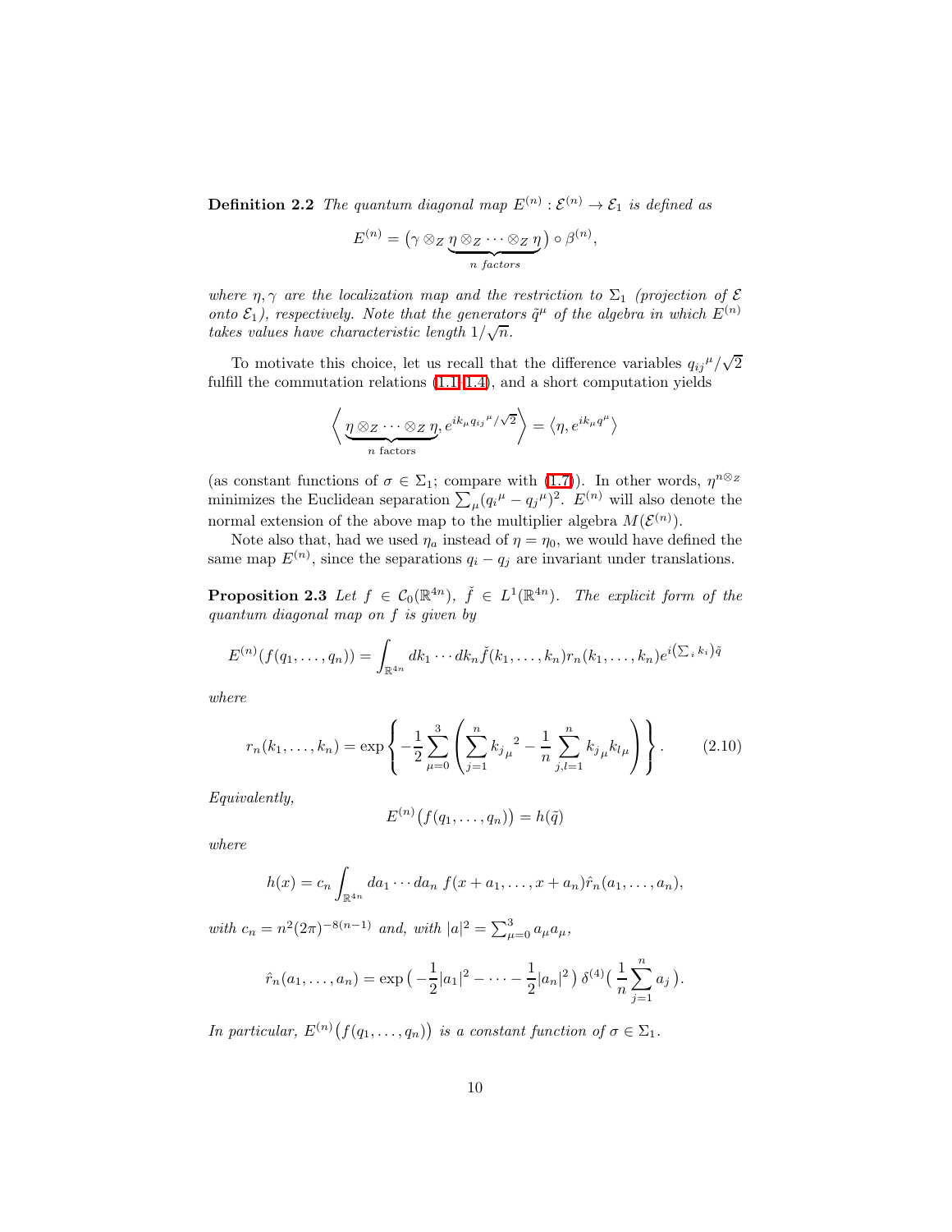**Definition 2.2** *The quantum diagonal map $E^{(n)} : \mathcal{E}^{(n)} \to \mathcal{E}_1$ is defined as*

$$E^{(n)} = \big(\gamma \otimes_Z \underbrace{\eta \otimes_Z \cdots \otimes_Z \eta}_{n \text{ factors}}\big) \circ \beta^{(n)},$$

*where $\eta, \gamma$ are the localization map and the restriction to $\Sigma_1$ (projection of $\mathcal{E}$ onto $\mathcal{E}_1$), respectively. Note that the generators $\tilde{q}^\mu$ of the algebra in which $E^{(n)}$ takes values have characteristic length $1/\sqrt{n}$.*

To motivate this choice, let us recall that the difference variables ${q_{ij}}^\mu/\sqrt{2}$ fulfill the commutation relations (1.1–1.4), and a short computation yields

$$\Big\langle \underbrace{\eta \otimes_Z \cdots \otimes_Z \eta}_{n \text{ factors}}, e^{ik_\mu {q_{ij}}^\mu/\sqrt{2}} \Big\rangle = \big\langle \eta, e^{ik_\mu q^\mu} \big\rangle$$

(as constant functions of $\sigma \in \Sigma_1$; compare with (1.7)). In other words, $\eta^{n \otimes_Z}$ minimizes the Euclidean separation $\sum_\mu ({q_i}^\mu - {q_j}^\mu)^2$. $E^{(n)}$ will also denote the normal extension of the above map to the multiplier algebra $M(\mathcal{E}^{(n)})$.

Note also that, had we used $\eta_a$ instead of $\eta = \eta_0$, we would have defined the same map $E^{(n)}$, since the separations $q_i - q_j$ are invariant under translations.

**Proposition 2.3** *Let $f \in \mathcal{C}_0(\mathbb{R}^{4n})$, $\check{f} \in L^1(\mathbb{R}^{4n})$. The explicit form of the quantum diagonal map on $f$ is given by*

$$E^{(n)}(f(q_1, \ldots, q_n)) = \int_{\mathbb{R}^{4n}} dk_1 \cdots dk_n \check{f}(k_1, \ldots, k_n) r_n(k_1, \ldots, k_n) e^{i\left(\sum_i k_i\right)\tilde{q}}$$

*where*

$$r_n(k_1, \ldots, k_n) = \exp\left\{ -\frac{1}{2} \sum_{\mu=0}^{3} \left( \sum_{j=1}^{n} {k_j}_\mu^{\,2} - \frac{1}{n} \sum_{j,l=1}^{n} {k_j}_\mu {k_l}_\mu \right) \right\}. \tag{2.10}$$

*Equivalently,*

$$E^{(n)}\big(f(q_1, \ldots, q_n)\big) = h(\tilde{q})$$

*where*

$$h(x) = c_n \int_{\mathbb{R}^{4n}} da_1 \cdots da_n \; f(x + a_1, \ldots, x + a_n) \hat{r}_n(a_1, \ldots, a_n),$$

*with $c_n = n^2 (2\pi)^{-8(n-1)}$ and, with $|a|^2 = \sum_{\mu=0}^{3} a_\mu a_\mu$,*

$$\hat{r}_n(a_1, \ldots, a_n) = \exp\big( -\frac{1}{2}|a_1|^2 - \cdots - \frac{1}{2}|a_n|^2 \big) \, \delta^{(4)}\big( \frac{1}{n} \sum_{j=1}^{n} a_j \big).$$

*In particular, $E^{(n)}\big(f(q_1, \ldots, q_n)\big)$ is a constant function of $\sigma \in \Sigma_1$.*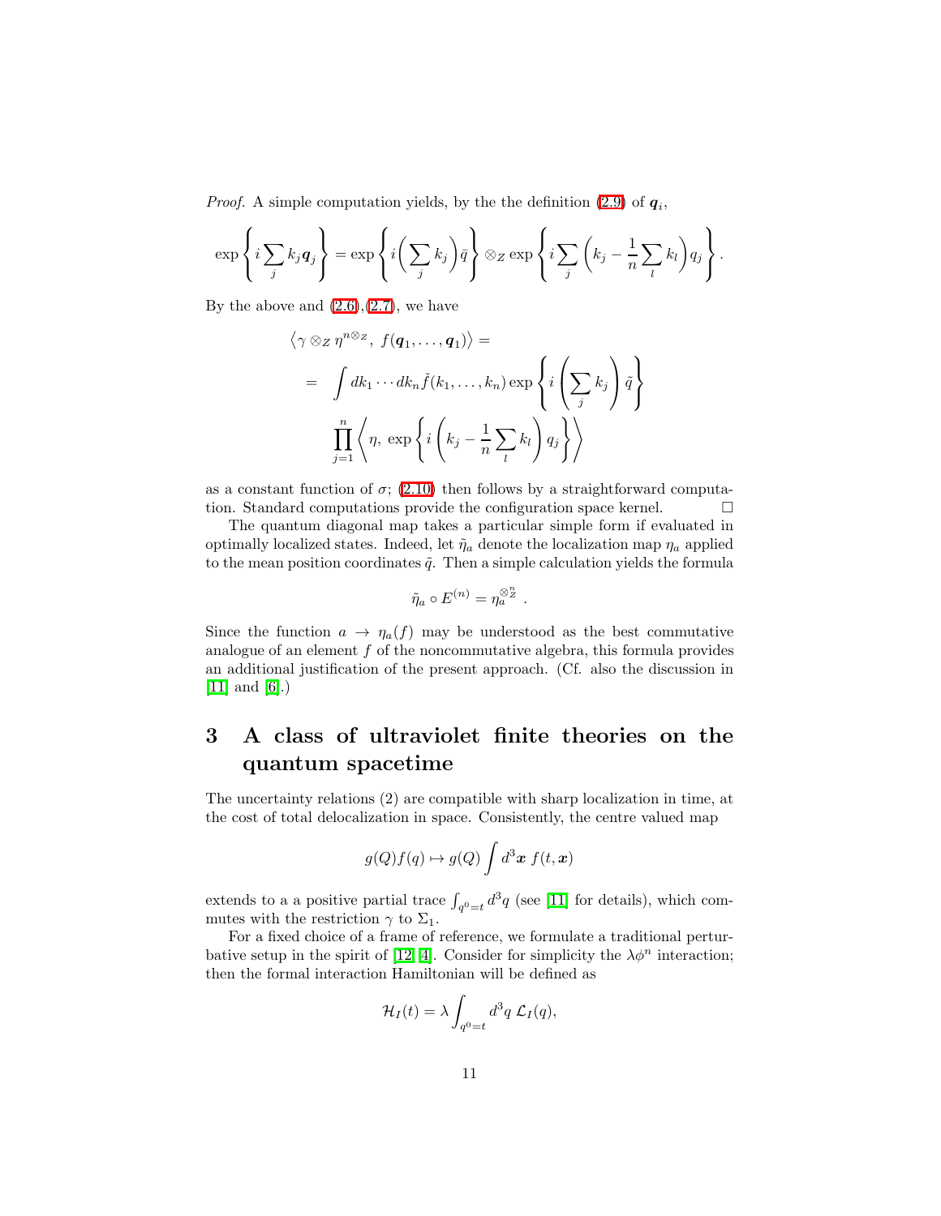*Proof.* A simple computation yields, by the the definition (2.9) of $\boldsymbol{q}_i$,

$$\exp\left\{ i \sum_j k_j \boldsymbol{q}_j \right\} = \exp\left\{ i \Big( \sum_j k_j \Big) \tilde{q} \right\} \otimes_Z \exp\left\{ i \sum_j \Big( k_j - \frac{1}{n} \sum_l k_l \Big) q_j \right\}.$$

By the above and (2.6),(2.7), we have

$$\begin{aligned}
&\left\langle \gamma \otimes_Z \eta^{n \otimes_Z},\ f(\boldsymbol{q}_1, \ldots, \boldsymbol{q}_1) \right\rangle = \\
&= \int dk_1 \cdots dk_n \check{f}(k_1, \ldots, k_n) \exp\left\{ i \left( \sum_j k_j \right) \tilde{q} \right\} \\
&\quad \prod_{j=1}^{n} \left\langle \eta,\ \exp\left\{ i \left( k_j - \frac{1}{n} \sum_l k_l \right) q_j \right\} \right\rangle
\end{aligned}$$

as a constant function of $\sigma$; (2.10) then follows by a straightforward computation. Standard computations provide the configuration space kernel. $\square$

The quantum diagonal map takes a particular simple form if evaluated in optimally localized states. Indeed, let $\tilde{\eta}_a$ denote the localization map $\eta_a$ applied to the mean position coordinates $\tilde{q}$. Then a simple calculation yields the formula

$$\tilde{\eta}_a \circ E^{(n)} = \eta_a^{\otimes_Z^n} .$$

Since the function $a \to \eta_a(f)$ may be understood as the best commutative analogue of an element $f$ of the noncommutative algebra, this formula provides an additional justification of the present approach. (Cf. also the discussion in [11] and [6].)

# 3 A class of ultraviolet finite theories on the quantum spacetime

The uncertainty relations (2) are compatible with sharp localization in time, at the cost of total delocalization in space. Consistently, the centre valued map

$$g(Q)f(q) \mapsto g(Q) \int d^3\boldsymbol{x}\ f(t, \boldsymbol{x})$$

extends to a a positive partial trace $\int_{q^0=t} d^3q$ (see [11] for details), which commutes with the restriction $\gamma$ to $\Sigma_1$.

For a fixed choice of a frame of reference, we formulate a traditional perturbative setup in the spirit of [12, 4]. Consider for simplicity the $\lambda\phi^n$ interaction; then the formal interaction Hamiltonian will be defined as

$$\mathcal{H}_I(t) = \lambda \int_{q^0=t} d^3q\ \mathcal{L}_I(q),$$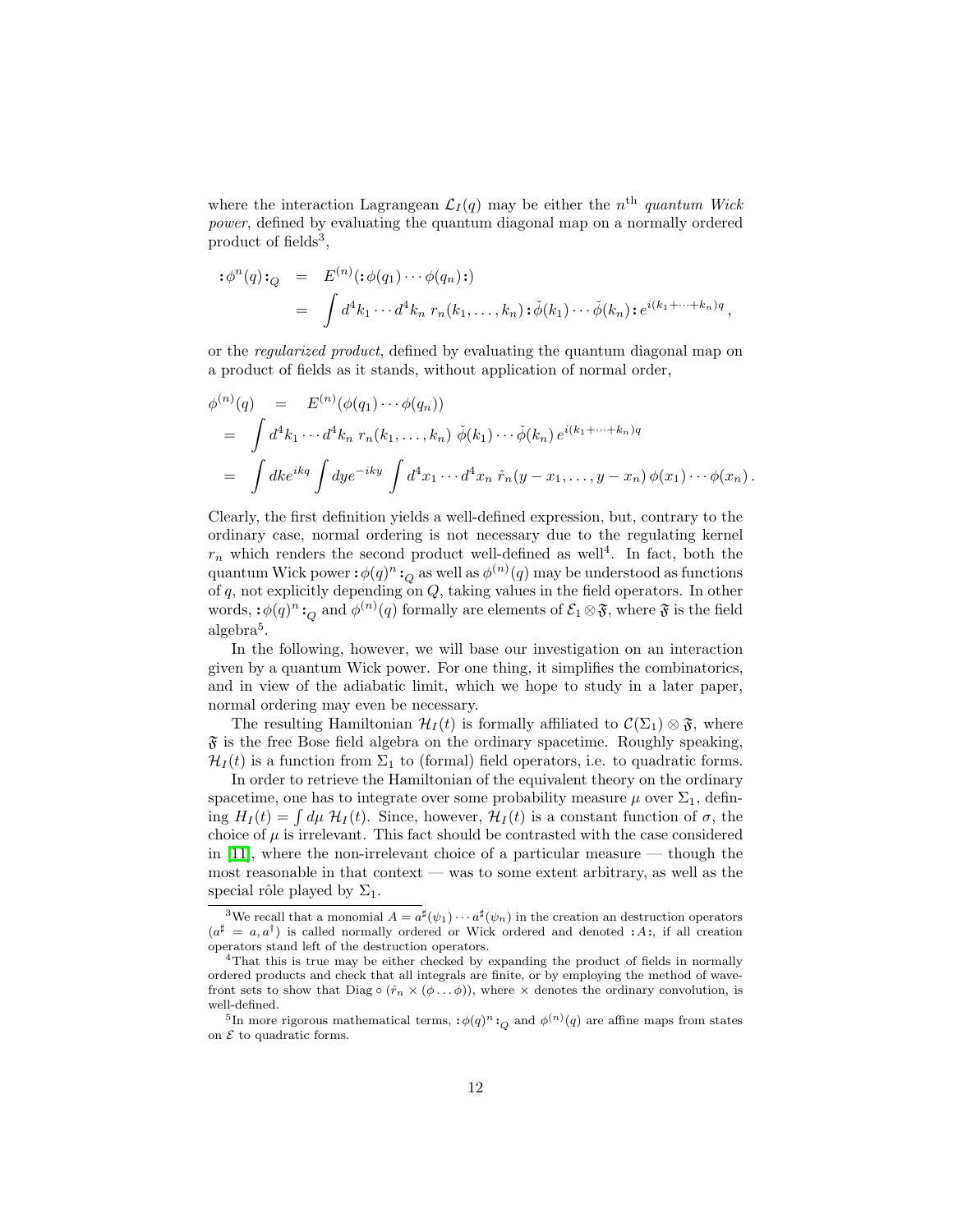where the interaction Lagrangean $\mathcal{L}_I(q)$ may be either the $n^{\text{th}}$ *quantum Wick power*, defined by evaluating the quantum diagonal map on a normally ordered product of fields[3],

$$
\begin{aligned}
:\phi^n(q):_Q &= E^{(n)}(:\phi(q_1)\cdots\phi(q_n):) \\
&= \int d^4k_1\cdots d^4k_n\; r_n(k_1,\ldots,k_n) :\check{\phi}(k_1)\cdots\check{\phi}(k_n): e^{i(k_1+\cdots+k_n)q}\,,
\end{aligned}
$$

or the *regularized product*, defined by evaluating the quantum diagonal map on a product of fields as it stands, without application of normal order,

$$
\begin{aligned}
\phi^{(n)}(q) &= E^{(n)}(\phi(q_1)\cdots\phi(q_n)) \\
&= \int d^4k_1\cdots d^4k_n\; r_n(k_1,\ldots,k_n)\; \check{\phi}(k_1)\cdots\check{\phi}(k_n)\, e^{i(k_1+\cdots+k_n)q} \\
&= \int dk e^{ikq} \int dy e^{-iky} \int d^4x_1\cdots d^4x_n\; \hat{r}_n(y-x_1,\ldots,y-x_n)\,\phi(x_1)\cdots\phi(x_n)\,.
\end{aligned}
$$

Clearly, the first definition yields a well-defined expression, but, contrary to the ordinary case, normal ordering is not necessary due to the regulating kernel $r_n$ which renders the second product well-defined as well[4]. In fact, both the quantum Wick power $:\phi(q)^n:_Q$ as well as $\phi^{(n)}(q)$ may be understood as functions of $q$, not explicitly depending on $Q$, taking values in the field operators. In other words, $:\phi(q)^n:_Q$ and $\phi^{(n)}(q)$ formally are elements of $\mathcal{E}_1\otimes\mathfrak{F}$, where $\mathfrak{F}$ is the field algebra[5].

In the following, however, we will base our investigation on an interaction given by a quantum Wick power. For one thing, it simplifies the combinatorics, and in view of the adiabatic limit, which we hope to study in a later paper, normal ordering may even be necessary.

The resulting Hamiltonian $\mathcal{H}_I(t)$ is formally affiliated to $\mathcal{C}(\Sigma_1)\otimes\mathfrak{F}$, where $\mathfrak{F}$ is the free Bose field algebra on the ordinary spacetime. Roughly speaking, $\mathcal{H}_I(t)$ is a function from $\Sigma_1$ to (formal) field operators, i.e. to quadratic forms.

In order to retrieve the Hamiltonian of the equivalent theory on the ordinary spacetime, one has to integrate over some probability measure $\mu$ over $\Sigma_1$, defining $H_I(t) = \int d\mu\; \mathcal{H}_I(t)$. Since, however, $\mathcal{H}_I(t)$ is a constant function of $\sigma$, the choice of $\mu$ is irrelevant. This fact should be contrasted with the case considered in [11], where the non-irrelevant choice of a particular measure — though the most reasonable in that context — was to some extent arbitrary, as well as the special rôle played by $\Sigma_1$.

---

[3] We recall that a monomial $A = a^\sharp(\psi_1)\cdots a^\sharp(\psi_n)$ in the creation an destruction operators ($a^\sharp = a, a^\dagger$) is called normally ordered or Wick ordered and denoted $:A:$, if all creation operators stand left of the destruction operators.

[4] That this is true may be either checked by expanding the product of fields in normally ordered products and check that all integrals are finite, or by employing the method of wavefront sets to show that $\text{Diag}\circ(\hat{r}_n\times(\phi\ldots\phi))$, where $\times$ denotes the ordinary convolution, is well-defined.

[5] In more rigorous mathematical terms, $:\phi(q)^n:_Q$ and $\phi^{(n)}(q)$ are affine maps from states on $\mathcal{E}$ to quadratic forms.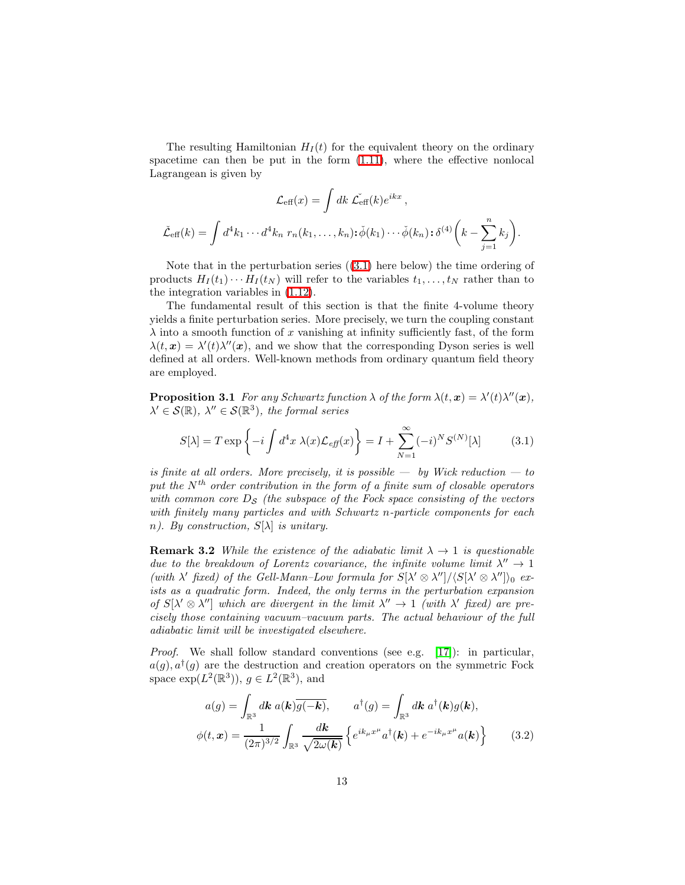The resulting Hamiltonian $H_I(t)$ for the equivalent theory on the ordinary spacetime can then be put in the form (1.11), where the effective nonlocal Lagrangean is given by

$$\mathcal{L}_{\text{eff}}(x) = \int dk \; \check{\mathcal{L}_{\text{eff}}}(k) e^{ikx} \,,$$

$$\check{\mathcal{L}}_{\text{eff}}(k) = \int d^4k_1 \cdots d^4k_n \; r_n(k_1, \ldots, k_n) \mathbf{:} \check{\phi}(k_1) \cdots \check{\phi}(k_n) \mathbf{:} \, \delta^{(4)}\bigg(k - \sum_{j=1}^{n} k_j\bigg).$$

Note that in the perturbation series ((3.1) here below) the time ordering of products $H_I(t_1) \cdots H_I(t_N)$ will refer to the variables $t_1, \ldots, t_N$ rather than to the integration variables in (1.12).

The fundamental result of this section is that the finite 4-volume theory yields a finite perturbation series. More precisely, we turn the coupling constant $\lambda$ into a smooth function of $x$ vanishing at infinity sufficiently fast, of the form $\lambda(t, \boldsymbol{x}) = \lambda'(t)\lambda''(\boldsymbol{x})$, and we show that the corresponding Dyson series is well defined at all orders. Well-known methods from ordinary quantum field theory are employed.

**Proposition 3.1** *For any Schwartz function $\lambda$ of the form $\lambda(t, \boldsymbol{x}) = \lambda'(t)\lambda''(\boldsymbol{x})$, $\lambda' \in \mathcal{S}(\mathbb{R})$, $\lambda'' \in \mathcal{S}(\mathbb{R}^3)$, the formal series*

$$S[\lambda] = T \exp\left\{-i \int d^4x \; \lambda(x) \mathcal{L}_{\mathit{eff}}(x)\right\} = I + \sum_{N=1}^{\infty} (-i)^N S^{(N)}[\lambda] \tag{3.1}$$

*is finite at all orders. More precisely, it is possible — by Wick reduction — to put the $N^{th}$ order contribution in the form of a finite sum of closable operators with common core $D_{\mathcal{S}}$ (the subspace of the Fock space consisting of the vectors with finitely many particles and with Schwartz $n$-particle components for each $n$). By construction, $S[\lambda]$ is unitary.*

**Remark 3.2** *While the existence of the adiabatic limit $\lambda \to 1$ is questionable due to the breakdown of Lorentz covariance, the infinite volume limit $\lambda'' \to 1$ (with $\lambda'$ fixed) of the Gell-Mann–Low formula for $S[\lambda' \otimes \lambda'']/\langle S[\lambda' \otimes \lambda''] \rangle_0$ exists as a quadratic form. Indeed, the only terms in the perturbation expansion of $S[\lambda' \otimes \lambda'']$ which are divergent in the limit $\lambda'' \to 1$ (with $\lambda'$ fixed) are precisely those containing vacuum–vacuum parts. The actual behaviour of the full adiabatic limit will be investigated elsewhere.*

*Proof.* We shall follow standard conventions (see e.g. [17]): in particular, $a(g), a^\dagger(g)$ are the destruction and creation operators on the symmetric Fock space $\exp(L^2(\mathbb{R}^3))$, $g \in L^2(\mathbb{R}^3)$, and

$$a(g) = \int_{\mathbb{R}^3} d\boldsymbol{k} \; a(\boldsymbol{k}) \overline{g(-\boldsymbol{k})}, \qquad a^\dagger(g) = \int_{\mathbb{R}^3} d\boldsymbol{k} \; a^\dagger(\boldsymbol{k}) g(\boldsymbol{k}),$$

$$\phi(t, \boldsymbol{x}) = \frac{1}{(2\pi)^{3/2}} \int_{\mathbb{R}^3} \frac{d\boldsymbol{k}}{\sqrt{2\omega(\boldsymbol{k})}} \left\{ e^{ik_\mu x^\mu} a^\dagger(\boldsymbol{k}) + e^{-ik_\mu x^\mu} a(\boldsymbol{k}) \right\} \tag{3.2}$$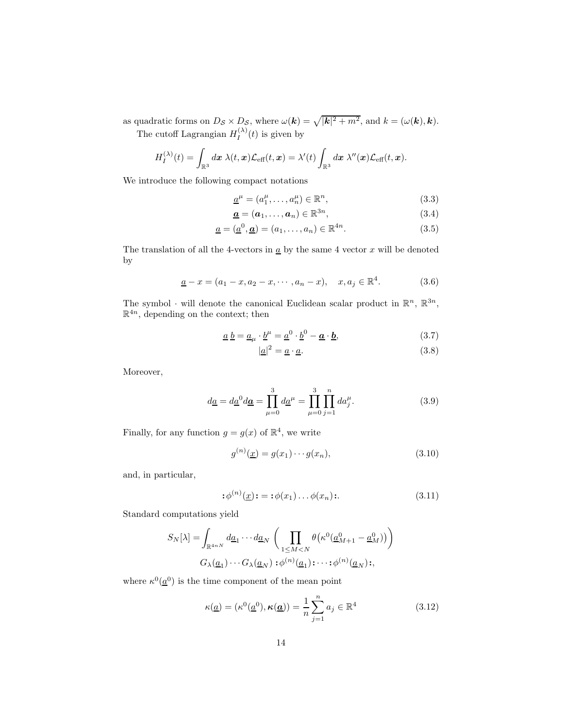as quadratic forms on $D_{\mathcal{S}} \times D_{\mathcal{S}}$, where $\omega(\boldsymbol{k}) = \sqrt{|\boldsymbol{k}|^2 + m^2}$, and $k = (\omega(\boldsymbol{k}), \boldsymbol{k})$.

The cutoff Lagrangian $H_I^{(\lambda)}(t)$ is given by

$$H_I^{(\lambda)}(t) = \int_{\mathbb{R}^3} d\boldsymbol{x}\ \lambda(t, \boldsymbol{x}) \mathcal{L}_{\rm eff}(t, \boldsymbol{x}) = \lambda'(t) \int_{\mathbb{R}^3} d\boldsymbol{x}\ \lambda''(\boldsymbol{x}) \mathcal{L}_{\rm eff}(t, \boldsymbol{x}).$$

We introduce the following compact notations

$$\underline{a}^\mu = (a_1^\mu, \ldots, a_n^\mu) \in \mathbb{R}^n, \tag{3.3}$$

$$\underline{\boldsymbol{a}} = (\boldsymbol{a}_1, \ldots, \boldsymbol{a}_n) \in \mathbb{R}^{3n}, \tag{3.4}$$

$$\underline{a} = (\underline{a}^0, \underline{\boldsymbol{a}}) = (a_1, \ldots, a_n) \in \mathbb{R}^{4n}. \tag{3.5}$$

The translation of all the 4-vectors in $\underline{a}$ by the same 4 vector $x$ will be denoted by

$$\underline{a} - x = (a_1 - x, a_2 - x, \cdots, a_n - x), \quad x, a_j \in \mathbb{R}^4. \tag{3.6}$$

The symbol $\cdot$ will denote the canonical Euclidean scalar product in $\mathbb{R}^n$, $\mathbb{R}^{3n}$, $\mathbb{R}^{4n}$, depending on the context; then

$$\underline{a}\ \underline{b} = \underline{a}_\mu \cdot \underline{b}^\mu = \underline{a}^0 \cdot \underline{b}^0 - \underline{\boldsymbol{a}} \cdot \underline{\boldsymbol{b}}, \tag{3.7}$$

$$|\underline{a}|^2 = \underline{a} \cdot \underline{a}. \tag{3.8}$$

Moreover,

$$d\underline{a} = d\underline{a}^0 d\underline{\boldsymbol{a}} = \prod_{\mu=0}^{3} d\underline{a}^\mu = \prod_{\mu=0}^{3} \prod_{j=1}^{n} da_j^\mu. \tag{3.9}$$

Finally, for any function $g = g(x)$ of $\mathbb{R}^4$, we write

$$g^{(n)}(\underline{x}) = g(x_1) \cdots g(x_n), \tag{3.10}$$

and, in particular,

$$:\!\phi^{(n)}(\underline{x})\!: = :\!\phi(x_1) \ldots \phi(x_n)\!:. \tag{3.11}$$

Standard computations yield

$$S_N[\lambda] = \int_{\mathbb{R}^{4nN}} d\underline{a}_1 \cdots d\underline{a}_N \left( \prod_{1 \le M < N} \theta\big(\kappa^0(\underline{a}_{M+1}^0 - \underline{a}_M^0)\big) \right)$$
$$G_\lambda(\underline{a}_1) \cdots G_\lambda(\underline{a}_N) :\!\phi^{(n)}(\underline{a}_1)\!: \cdots :\!\phi^{(n)}(\underline{a}_N)\!:,$$

where $\kappa^0(\underline{a}^0)$ is the time component of the mean point

$$\kappa(\underline{a}) = (\kappa^0(\underline{a}^0), \boldsymbol{\kappa}(\underline{\boldsymbol{a}})) = \frac{1}{n} \sum_{j=1}^{n} a_j \in \mathbb{R}^4 \tag{3.12}$$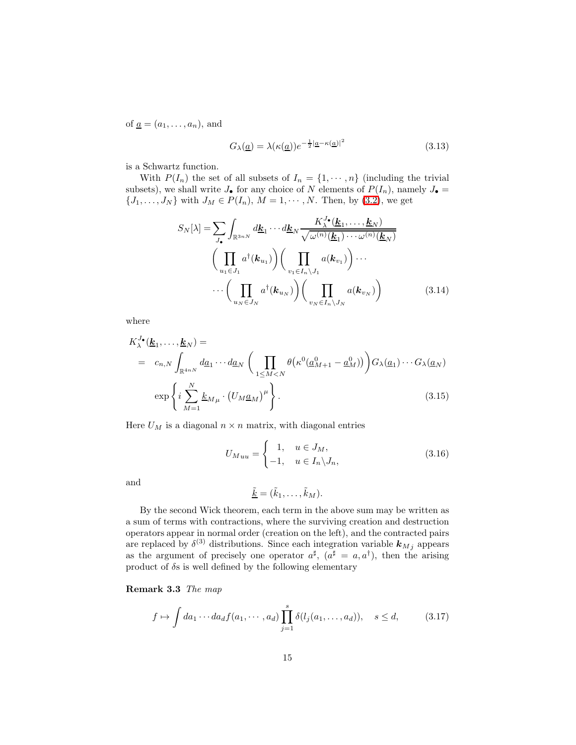of $\underline{a} = (a_1, \ldots, a_n)$, and

$$G_\lambda(\underline{a}) = \lambda(\kappa(\underline{a})) e^{-\frac{1}{2}|\underline{a} - \kappa(\underline{a})|^2} \tag{3.13}$$

is a Schwartz function.

With $P(I_n)$ the set of all subsets of $I_n = \{1, \cdots, n\}$ (including the trivial subsets), we shall write $J_\bullet$ for any choice of $N$ elements of $P(I_n)$, namely $J_\bullet = \{J_1, \ldots, J_N\}$ with $J_M \in P(I_n)$, $M = 1, \cdots, N$. Then, by (3.2), we get

$$\begin{aligned} S_N[\lambda] = \sum_{J_\bullet} \int_{\mathbb{R}^{3nN}} d\underline{\boldsymbol{k}}_1 \cdots d\underline{\boldsymbol{k}}_N & \frac{K_\lambda^{J_\bullet}(\underline{\boldsymbol{k}}_1, \ldots, \underline{\boldsymbol{k}}_N)}{\sqrt{\omega^{(n)}(\underline{\boldsymbol{k}}_1) \cdots \omega^{(n)}(\underline{\boldsymbol{k}}_N)}} \\ & \left( \prod_{u_1 \in J_1} a^\dagger(\boldsymbol{k}_{u_1}) \right) \left( \prod_{v_1 \in I_n \setminus J_1} a(\boldsymbol{k}_{v_1}) \right) \cdots \\ & \cdots \left( \prod_{u_N \in J_N} a^\dagger(\boldsymbol{k}_{u_N}) \right) \left( \prod_{v_N \in I_n \setminus J_N} a(\boldsymbol{k}_{v_N}) \right) \end{aligned} \tag{3.14}$$

where

$$\begin{aligned} & K_\lambda^{J_\bullet}(\underline{\boldsymbol{k}}_1, \ldots, \underline{\boldsymbol{k}}_N) = \\ & = \; c_{n,N} \int_{\mathbb{R}^{4nN}} d\underline{a}_1 \cdots d\underline{a}_N \left( \prod_{1 \leq M < N} \theta\big(\kappa^0(\underline{a}^0_{M+1} - \underline{a}^0_M)\big) \right) G_\lambda(\underline{a}_1) \cdots G_\lambda(\underline{a}_N) \\ & \quad \exp\left\{ i \sum_{M=1}^N \underline{k}_{M\mu} \cdot \left( U_M \underline{a}_M \right)^\mu \right\}. \end{aligned} \tag{3.15}$$

Here $U_M$ is a diagonal $n \times n$ matrix, with diagonal entries

$$U_{Muu} = \begin{cases} 1, & u \in J_M, \\ -1, & u \in I_n \setminus J_n, \end{cases} \tag{3.16}$$

and

$$\underline{\tilde{k}} = (\tilde{k}_1, \ldots, \tilde{k}_M).$$

By the second Wick theorem, each term in the above sum may be written as a sum of terms with contractions, where the surviving creation and destruction operators appear in normal order (creation on the left), and the contracted pairs are replaced by $\delta^{(3)}$ distributions. Since each integration variable $\boldsymbol{k}_{Mj}$ appears as the argument of precisely one operator $a^\sharp$, ($a^\sharp = a, a^\dagger$), then the arising product of $\delta$s is well defined by the following elementary

**Remark 3.3** *The map*

$$f \mapsto \int da_1 \cdots da_d f(a_1, \cdots, a_d) \prod_{j=1}^s \delta(l_j(a_1, \ldots, a_d)), \quad s \leq d, \tag{3.17}$$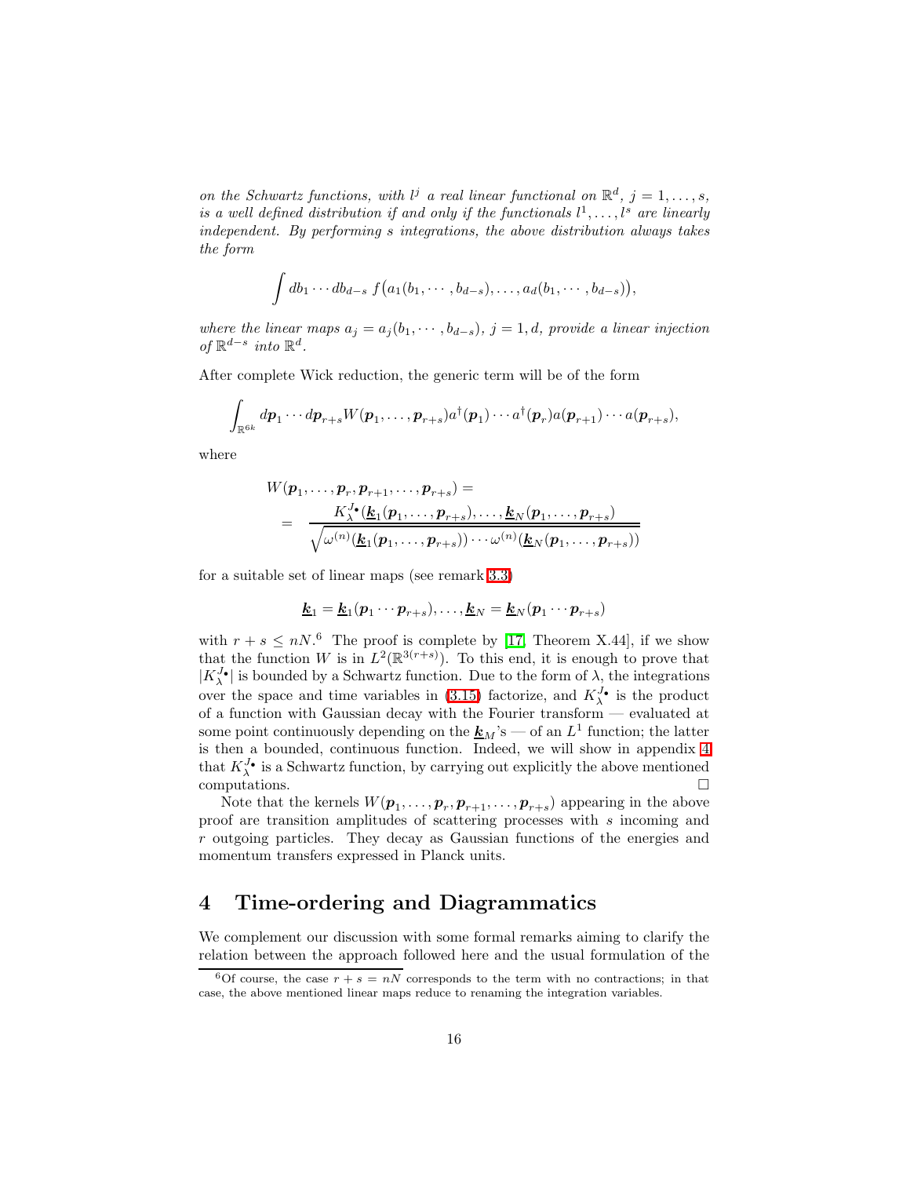*on the Schwartz functions, with $l^j$ a real linear functional on $\mathbb{R}^d$, $j = 1, \ldots, s$, is a well defined distribution if and only if the functionals $l^1, \ldots, l^s$ are linearly independent. By performing $s$ integrations, the above distribution always takes the form*

$$\int db_1 \cdots db_{d-s}\; f\big(a_1(b_1, \cdots, b_{d-s}), \ldots, a_d(b_1, \cdots, b_{d-s})\big),$$

*where the linear maps $a_j = a_j(b_1, \cdots, b_{d-s})$, $j = 1, d$, provide a linear injection of $\mathbb{R}^{d-s}$ into $\mathbb{R}^d$.*

After complete Wick reduction, the generic term will be of the form

$$\int_{\mathbb{R}^{6k}} d\boldsymbol{p}_1 \cdots d\boldsymbol{p}_{r+s} W(\boldsymbol{p}_1, \ldots, \boldsymbol{p}_{r+s}) a^\dagger(\boldsymbol{p}_1) \cdots a^\dagger(\boldsymbol{p}_r) a(\boldsymbol{p}_{r+1}) \cdots a(\boldsymbol{p}_{r+s}),$$

where

$$\begin{aligned} &W(\boldsymbol{p}_1, \ldots, \boldsymbol{p}_r, \boldsymbol{p}_{r+1}, \ldots, \boldsymbol{p}_{r+s}) = \\ &= \frac{K_\lambda^{J\bullet}(\underline{\boldsymbol{k}}_1(\boldsymbol{p}_1, \ldots, \boldsymbol{p}_{r+s}), \ldots, \underline{\boldsymbol{k}}_N(\boldsymbol{p}_1, \ldots, \boldsymbol{p}_{r+s}))}{\sqrt{\omega^{(n)}(\underline{\boldsymbol{k}}_1(\boldsymbol{p}_1, \ldots, \boldsymbol{p}_{r+s})) \cdots \omega^{(n)}(\underline{\boldsymbol{k}}_N(\boldsymbol{p}_1, \ldots, \boldsymbol{p}_{r+s}))}} \end{aligned}$$

for a suitable set of linear maps (see remark 3.3)

$$\underline{\boldsymbol{k}}_1 = \underline{\boldsymbol{k}}_1(\boldsymbol{p}_1 \cdots \boldsymbol{p}_{r+s}), \ldots, \underline{\boldsymbol{k}}_N = \underline{\boldsymbol{k}}_N(\boldsymbol{p}_1 \cdots \boldsymbol{p}_{r+s})$$

with $r + s \leq nN$.[6] The proof is complete by [17, Theorem X.44], if we show that the function $W$ is in $L^2(\mathbb{R}^{3(r+s)})$. To this end, it is enough to prove that $|K_\lambda^{J\bullet}|$ is bounded by a Schwartz function. Due to the form of $\lambda$, the integrations over the space and time variables in (3.15) factorize, and $K_\lambda^{J\bullet}$ is the product of a function with Gaussian decay with the Fourier transform — evaluated at some point continuously depending on the $\underline{\boldsymbol{k}}_M$'s — of an $L^1$ function; the latter is then a bounded, continuous function. Indeed, we will show in appendix 4 that $K_\lambda^{J\bullet}$ is a Schwartz function, by carrying out explicitly the above mentioned computations. □

Note that the kernels $W(\boldsymbol{p}_1, \ldots, \boldsymbol{p}_r, \boldsymbol{p}_{r+1}, \ldots, \boldsymbol{p}_{r+s})$ appearing in the above proof are transition amplitudes of scattering processes with $s$ incoming and $r$ outgoing particles. They decay as Gaussian functions of the energies and momentum transfers expressed in Planck units.

# 4 Time-ordering and Diagrammatics

We complement our discussion with some formal remarks aiming to clarify the relation between the approach followed here and the usual formulation of the

[6] Of course, the case $r + s = nN$ corresponds to the term with no contractions; in that case, the above mentioned linear maps reduce to renaming the integration variables.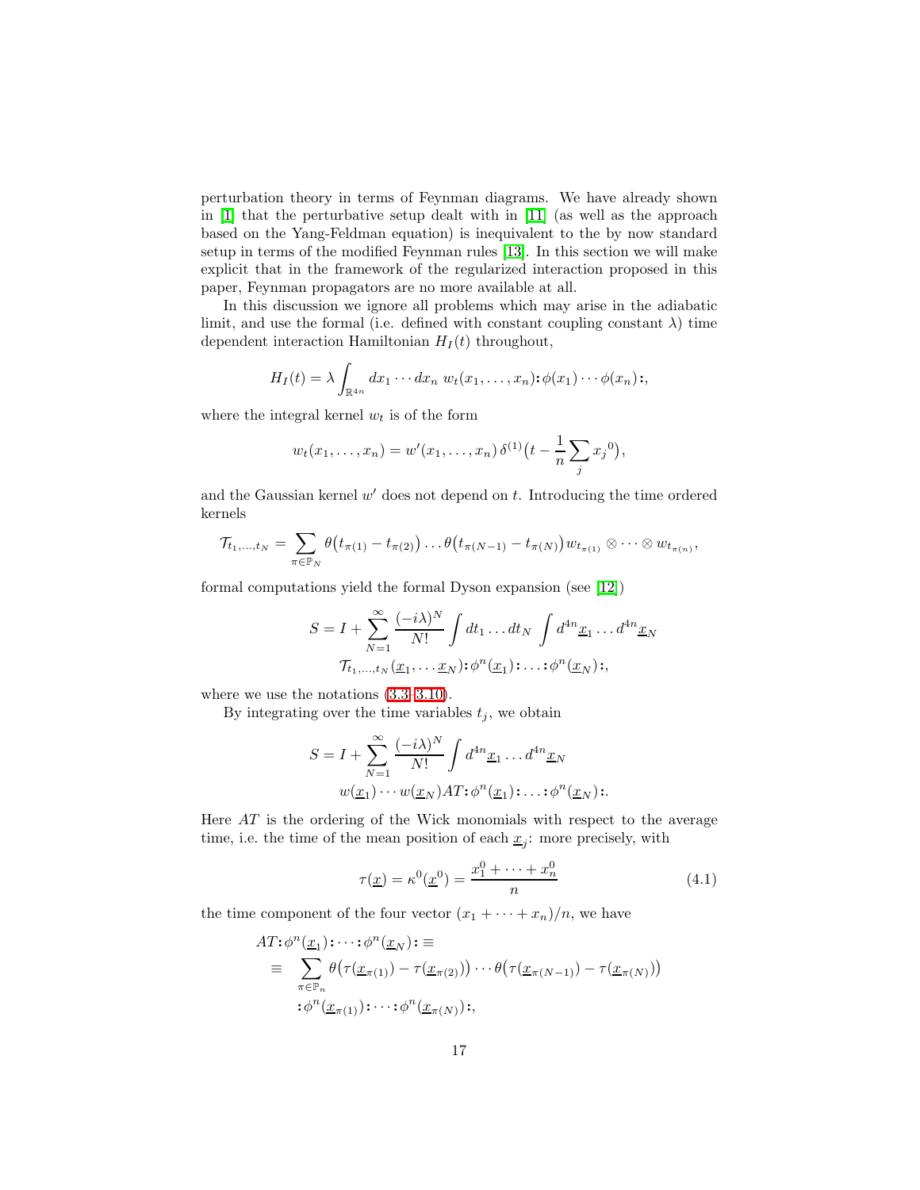perturbation theory in terms of Feynman diagrams. We have already shown in [1] that the perturbative setup dealt with in [11] (as well as the approach based on the Yang-Feldman equation) is inequivalent to the by now standard setup in terms of the modified Feynman rules [13]. In this section we will make explicit that in the framework of the regularized interaction proposed in this paper, Feynman propagators are no more available at all.

In this discussion we ignore all problems which may arise in the adiabatic limit, and use the formal (i.e. defined with constant coupling constant $\lambda$) time dependent interaction Hamiltonian $H_I(t)$ throughout,

$$H_I(t) = \lambda \int_{\mathbb{R}^{4n}} dx_1 \cdots dx_n \; w_t(x_1, \dots, x_n) \mathbf{:}\phi(x_1) \cdots \phi(x_n)\mathbf{:},$$

where the integral kernel $w_t$ is of the form

$$w_t(x_1, \dots, x_n) = w'(x_1, \dots, x_n)\, \delta^{(1)}\big(t - \frac{1}{n}\sum_j x_j{}^0\big),$$

and the Gaussian kernel $w'$ does not depend on $t$. Introducing the time ordered kernels

$$\mathcal{T}_{t_1,\dots,t_N} = \sum_{\pi \in \mathbb{P}_N} \theta\big(t_{\pi(1)} - t_{\pi(2)}\big) \dots \theta\big(t_{\pi(N-1)} - t_{\pi(N)}\big) w_{t_{\pi(1)}} \otimes \dots \otimes w_{t_{\pi(n)}},$$

formal computations yield the formal Dyson expansion (see [12])

$$S = I + \sum_{N=1}^{\infty} \frac{(-i\lambda)^N}{N!} \int dt_1 \dots dt_N \int d^{4n}\underline{x}_1 \dots d^{4n}\underline{x}_N$$
$$\mathcal{T}_{t_1,\dots,t_N}(\underline{x}_1, \dots \underline{x}_N) \mathbf{:}\phi^n(\underline{x}_1)\mathbf{:} \dots \mathbf{:}\phi^n(\underline{x}_N)\mathbf{:},$$

where we use the notations (3.3–3.10).

By integrating over the time variables $t_j$, we obtain

$$S = I + \sum_{N=1}^{\infty} \frac{(-i\lambda)^N}{N!} \int d^{4n}\underline{x}_1 \dots d^{4n}\underline{x}_N$$
$$w(\underline{x}_1) \cdots w(\underline{x}_N) AT \mathbf{:}\phi^n(\underline{x}_1)\mathbf{:} \dots \mathbf{:}\phi^n(\underline{x}_N)\mathbf{:}.$$

Here $AT$ is the ordering of the Wick monomials with respect to the average time, i.e. the time of the mean position of each $\underline{x}_j$: more precisely, with

$$\tau(\underline{x}) = \kappa^0(\underline{x}^0) = \frac{x_1^0 + \dots + x_n^0}{n} \tag{4.1}$$

the time component of the four vector $(x_1 + \dots + x_n)/n$, we have

$$\begin{aligned} AT \mathbf{:}\phi^n(\underline{x}_1)\mathbf{:} \cdots \mathbf{:}\phi^n(\underline{x}_N)\mathbf{:} \equiv \\ \equiv \sum_{\pi \in \mathbb{P}_n} \theta\big(\tau(\underline{x}_{\pi(1)}) - \tau(\underline{x}_{\pi(2)})\big) \cdots \theta\big(\tau(\underline{x}_{\pi(N-1)}) - \tau(\underline{x}_{\pi(N)})\big) \\ \mathbf{:}\phi^n(\underline{x}_{\pi(1)})\mathbf{:} \cdots \mathbf{:}\phi^n(\underline{x}_{\pi(N)})\mathbf{:}, \end{aligned}$$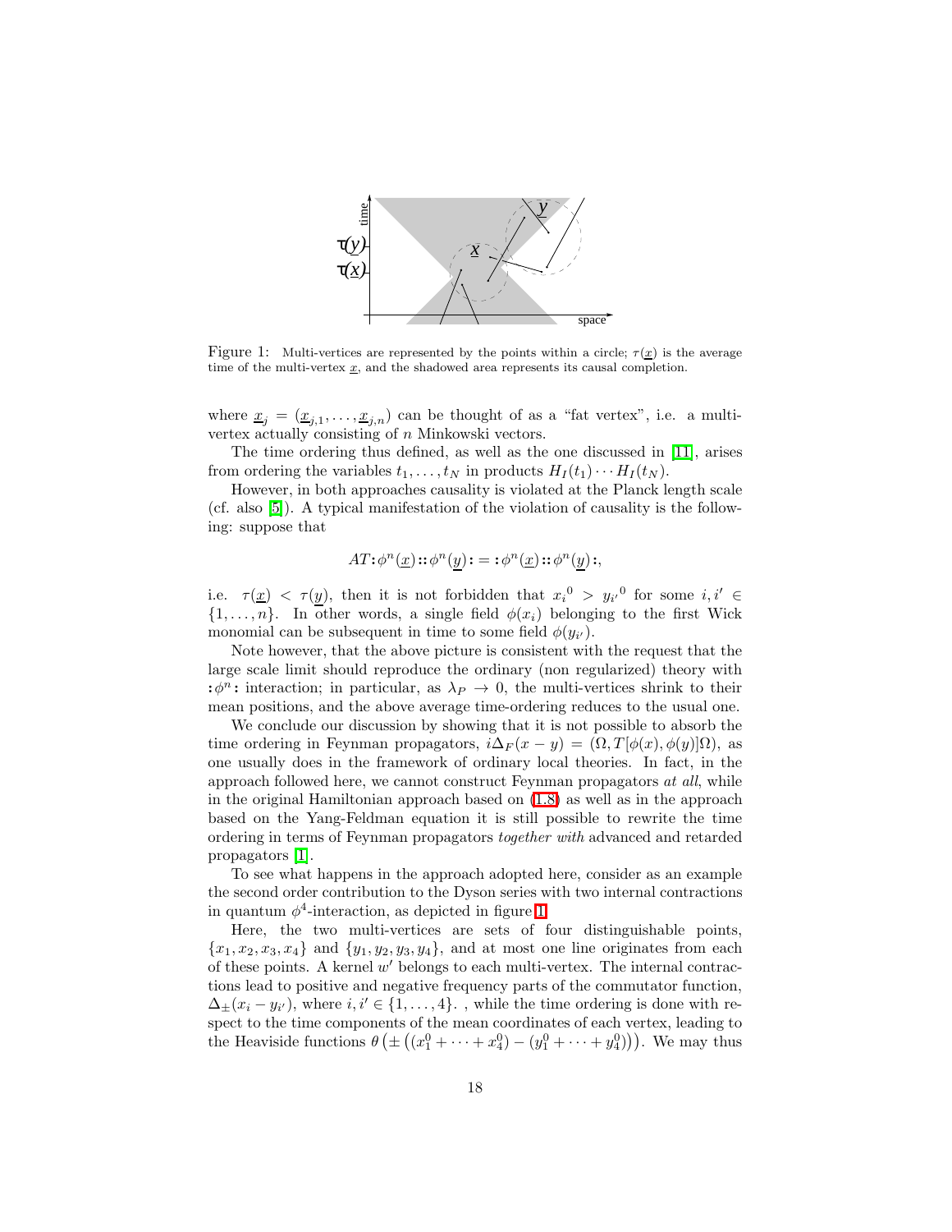Figure 1: Multi-vertices are represented by the points within a circle; $\tau(\underline{x})$ is the average time of the multi-vertex $\underline{x}$, and the shadowed area represents its causal completion.

where $\underline{x}_j = (\underline{x}_{j,1}, \ldots, \underline{x}_{j,n})$ can be thought of as a "fat vertex", i.e. a multi-vertex actually consisting of $n$ Minkowski vectors.

The time ordering thus defined, as well as the one discussed in [11], arises from ordering the variables $t_1, \ldots, t_N$ in products $H_I(t_1) \cdots H_I(t_N)$.

However, in both approaches causality is violated at the Planck length scale (cf. also [5]). A typical manifestation of the violation of causality is the following: suppose that

$$AT{:}\phi^n(\underline{x}){:}{:}\phi^n(\underline{y}){:} = {:}\phi^n(\underline{x}){:}{:}\phi^n(\underline{y}){:},$$

i.e. $\tau(\underline{x}) < \tau(\underline{y})$, then it is not forbidden that $x_i{}^0 > y_{i'}{}^0$ for some $i, i' \in \{1, \ldots, n\}$. In other words, a single field $\phi(x_i)$ belonging to the first Wick monomial can be subsequent in time to some field $\phi(y_{i'})$.

Note however, that the above picture is consistent with the request that the large scale limit should reproduce the ordinary (non regularized) theory with ${:}\phi^n{:}$ interaction; in particular, as $\lambda_P \to 0$, the multi-vertices shrink to their mean positions, and the above average time-ordering reduces to the usual one.

We conclude our discussion by showing that it is not possible to absorb the time ordering in Feynman propagators, $i\Delta_F(x-y) = (\Omega, T[\phi(x), \phi(y)]\Omega)$, as one usually does in the framework of ordinary local theories. In fact, in the approach followed here, we cannot construct Feynman propagators *at all*, while in the original Hamiltonian approach based on (1.8) as well as in the approach based on the Yang-Feldman equation it is still possible to rewrite the time ordering in terms of Feynman propagators *together with* advanced and retarded propagators [1].

To see what happens in the approach adopted here, consider as an example the second order contribution to the Dyson series with two internal contractions in quantum $\phi^4$-interaction, as depicted in figure 1.

Here, the two multi-vertices are sets of four distinguishable points, $\{x_1, x_2, x_3, x_4\}$ and $\{y_1, y_2, y_3, y_4\}$, and at most one line originates from each of these points. A kernel $w'$ belongs to each multi-vertex. The internal contractions lead to positive and negative frequency parts of the commutator function, $\Delta_\pm(x_i - y_{i'})$, where $i, i' \in \{1, \ldots, 4\}$. , while the time ordering is done with respect to the time components of the mean coordinates of each vertex, leading to the Heaviside functions $\theta\left(\pm\left((x_1^0 + \cdots + x_4^0) - (y_1^0 + \cdots + y_4^0)\right)\right)$. We may thus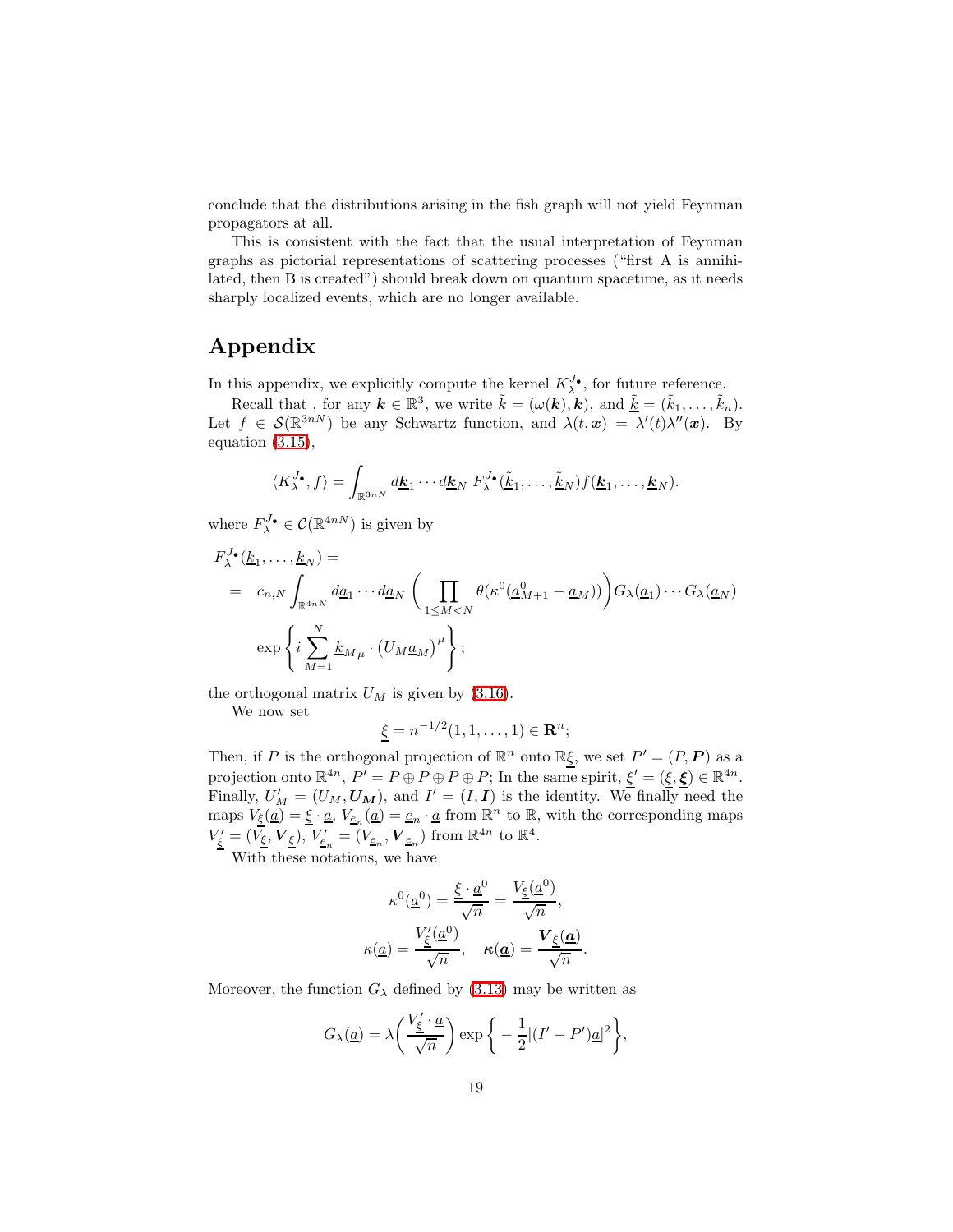conclude that the distributions arising in the fish graph will not yield Feynman propagators at all.

This is consistent with the fact that the usual interpretation of Feynman graphs as pictorial representations of scattering processes ("first A is annihilated, then B is created") should break down on quantum spacetime, as it needs sharply localized events, which are no longer available.

# Appendix

In this appendix, we explicitly compute the kernel $K_\lambda^{J_\bullet}$, for future reference.

Recall that , for any $\boldsymbol{k} \in \mathbb{R}^3$, we write $\tilde{k} = (\omega(\boldsymbol{k}), \boldsymbol{k})$, and $\underline{\tilde{k}} = (\tilde{k}_1, \ldots, \tilde{k}_n)$. Let $f \in \mathcal{S}(\mathbb{R}^{3nN})$ be any Schwartz function, and $\lambda(t, \boldsymbol{x}) = \lambda'(t)\lambda''(\boldsymbol{x})$. By equation (3.15),

$$\langle K_\lambda^{J_\bullet}, f\rangle = \int_{\mathbb{R}^{3nN}} d\underline{\boldsymbol{k}}_1 \cdots d\underline{\boldsymbol{k}}_N \; F_\lambda^{J_\bullet}(\underline{\tilde{k}}_1, \ldots, \underline{\tilde{k}}_N) f(\underline{\boldsymbol{k}}_1, \ldots, \underline{\boldsymbol{k}}_N).$$

where $F_\lambda^{J_\bullet} \in \mathcal{C}(\mathbb{R}^{4nN})$ is given by

$$\begin{aligned}
&F_\lambda^{J_\bullet}(\underline{k}_1, \ldots, \underline{k}_N) = \\
&= \; c_{n,N} \int_{\mathbb{R}^{4nN}} d\underline{a}_1 \cdots d\underline{a}_N \left( \prod_{1 \leq M < N} \theta(\kappa^0(\underline{a}^0_{M+1} - \underline{a}_M)) \right) G_\lambda(\underline{a}_1) \cdots G_\lambda(\underline{a}_N) \\
&\quad \exp\left\{ i \sum_{M=1}^N \underline{k}_{M\mu} \cdot \left(U_M \underline{a}_M\right)^\mu \right\};
\end{aligned}$$

the orthogonal matrix $U_M$ is given by (3.16).

We now set

$$\underline{\xi} = n^{-1/2}(1, 1, \ldots, 1) \in \mathbf{R}^n;$$

Then, if $P$ is the orthogonal projection of $\mathbb{R}^n$ onto $\mathbb{R}\underline{\xi}$, we set $P' = (P, \boldsymbol{P})$ as a projection onto $\mathbb{R}^{4n}$, $P' = P \oplus P \oplus P \oplus P$; In the same spirit, $\underline{\xi}' = (\underline{\xi}, \underline{\boldsymbol{\xi}}) \in \mathbb{R}^{4n}$. Finally, $U'_M = (U_M, \boldsymbol{U_M})$, and $I' = (I, \boldsymbol{I})$ is the identity. We finally need the maps $V_{\underline{\xi}}(\underline{a}) = \underline{\xi} \cdot \underline{a}$, $V_{\underline{e}_n}(\underline{a}) = \underline{e}_n \cdot \underline{a}$ from $\mathbb{R}^n$ to $\mathbb{R}$, with the corresponding maps $V'_{\underline{\xi}} = (V_{\underline{\xi}}, \boldsymbol{V}_{\underline{\xi}})$, $V'_{\underline{e}_n} = (V_{\underline{e}_n}, \boldsymbol{V}_{\underline{e}_n})$ from $\mathbb{R}^{4n}$ to $\mathbb{R}^4$.

With these notations, we have

$$\kappa^0(\underline{a}^0) = \frac{\underline{\xi} \cdot \underline{a}^0}{\sqrt{n}} = \frac{V_{\underline{\xi}}(\underline{a}^0)}{\sqrt{n}},$$

$$\kappa(\underline{a}) = \frac{V'_{\underline{\xi}}(\underline{a}^0)}{\sqrt{n}}, \quad \boldsymbol{\kappa}(\underline{\boldsymbol{a}}) = \frac{\boldsymbol{V}_{\underline{\xi}}(\underline{\boldsymbol{a}})}{\sqrt{n}}.$$

Moreover, the function $G_\lambda$ defined by (3.13) may be written as

$$G_\lambda(\underline{a}) = \lambda\left( \frac{V'_{\underline{\xi}} \cdot \underline{a}}{\sqrt{n}} \right) \exp\left\{ -\frac{1}{2} |(I' - P')\underline{a}|^2 \right\},$$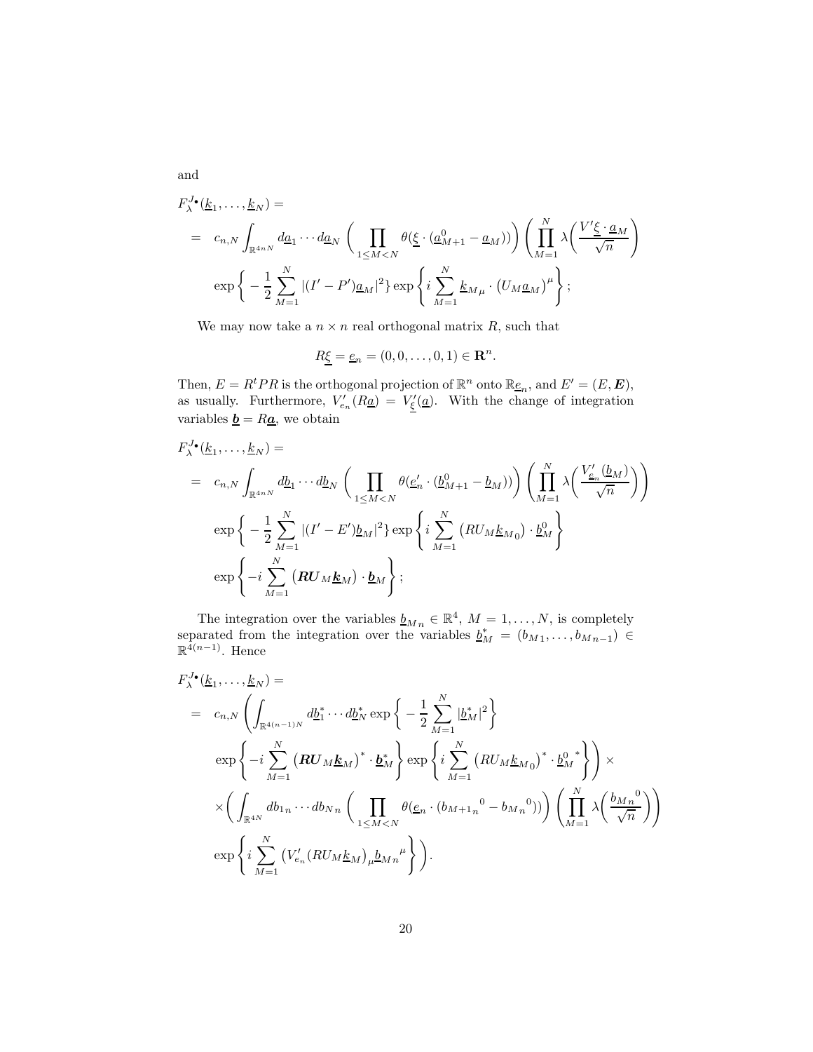and

$$
\begin{aligned}
&F_\lambda^{J_\bullet}(\underline{k}_1,\ldots,\underline{k}_N) = \\
&= c_{n,N}\int_{\mathbb{R}^{4nN}} d\underline{a}_1\cdots d\underline{a}_N \left(\prod_{1\le M<N}\theta(\underline{\xi}\cdot(\underline{a}_{M+1}^0-\underline{a}_M))\right)\left(\prod_{M=1}^N \lambda\Big(\frac{V'\underline{\xi}\cdot\underline{a}_M}{\sqrt{n}}\Big)\right) \\
&\qquad \exp\Big\{-\frac{1}{2}\sum_{M=1}^N |(I'-P')\underline{a}_M|^2\Big\}\exp\left\{i\sum_{M=1}^N \underline{k}_{M\mu}\cdot\big(U_M\underline{a}_M\big)^\mu\right\};
\end{aligned}
$$

We may now take a $n\times n$ real orthogonal matrix $R$, such that

$$
R\underline{\xi} = \underline{e}_n = (0,0,\ldots,0,1)\in\mathbf{R}^n.
$$

Then, $E = R^tPR$ is the orthogonal projection of $\mathbb{R}^n$ onto $\mathbb{R}\underline{e}_n$, and $E' = (E,\boldsymbol{E})$, as usually. Furthermore, $V'_{\underline{e}_n}(R\underline{a}) = V'_{\underline{\xi}}(\underline{a})$. With the change of integration variables $\underline{\boldsymbol{b}} = R\underline{\boldsymbol{a}}$, we obtain

$$
\begin{aligned}
&F_\lambda^{J_\bullet}(\underline{k}_1,\ldots,\underline{k}_N) = \\
&= c_{n,N}\int_{\mathbb{R}^{4nN}} d\underline{b}_1\cdots d\underline{b}_N \left(\prod_{1\le M<N}\theta(\underline{e}'_n\cdot(\underline{b}_{M+1}^0-\underline{b}_M))\right)\left(\prod_{M=1}^N \lambda\Big(\frac{V'_{\underline{e}_n}(\underline{b}_M)}{\sqrt{n}}\Big)\right) \\
&\qquad \exp\Big\{-\frac{1}{2}\sum_{M=1}^N |(I'-E')\underline{b}_M|^2\Big\}\exp\left\{i\sum_{M=1}^N \big(RU_M\underline{k}_{M_0}\big)\cdot\underline{b}_M^0\right\} \\
&\qquad \exp\left\{-i\sum_{M=1}^N \big(\boldsymbol{R}\boldsymbol{U}_M\underline{\boldsymbol{k}}_M\big)\cdot\underline{\boldsymbol{b}}_M\right\};
\end{aligned}
$$

The integration over the variables $\underline{b}_{M_n}\in\mathbb{R}^4$, $M=1,\ldots,N$, is completely separated from the integration over the variables $\underline{b}_M^* = (b_{M1},\ldots,b_{Mn-1})\in\mathbb{R}^{4(n-1)}$. Hence

$$
\begin{aligned}
&F_\lambda^{J_\bullet}(\underline{k}_1,\ldots,\underline{k}_N) = \\
&= c_{n,N}\left(\int_{\mathbb{R}^{4(n-1)N}} d\underline{b}_1^*\cdots d\underline{b}_N^*\exp\Big\{-\frac{1}{2}\sum_{M=1}^N|\underline{b}_M^*|^2\Big\}\right. \\
&\qquad \left.\exp\left\{-i\sum_{M=1}^N\big(\boldsymbol{R}\boldsymbol{U}_M\underline{\boldsymbol{k}}_M\big)^*\cdot\underline{\boldsymbol{b}}_M^*\right\}\exp\left\{i\sum_{M=1}^N\big(RU_M\underline{k}_{M_0}\big)^*\cdot{\underline{b}_M^0}^*\right\}\right)\times \\
&\qquad \times\left(\int_{\mathbb{R}^{4N}} db_{1n}\cdots db_{Nn}\left(\prod_{1\le M<N}\theta(\underline{e}_n\cdot({b_{M+1}}_n^{\ 0}-{b_M}_n^{\ 0}))\right)\left(\prod_{M=1}^N\lambda\Big(\frac{{b_M}_n^{\ 0}}{\sqrt{n}}\Big)\right)\right. \\
&\qquad \left.\exp\left\{i\sum_{M=1}^N\big(V'_{e_n}(RU_M\underline{k}_M)\big)_\mu{\underline{b}_M}_n^{\ \mu}\right\}\right).
\end{aligned}
$$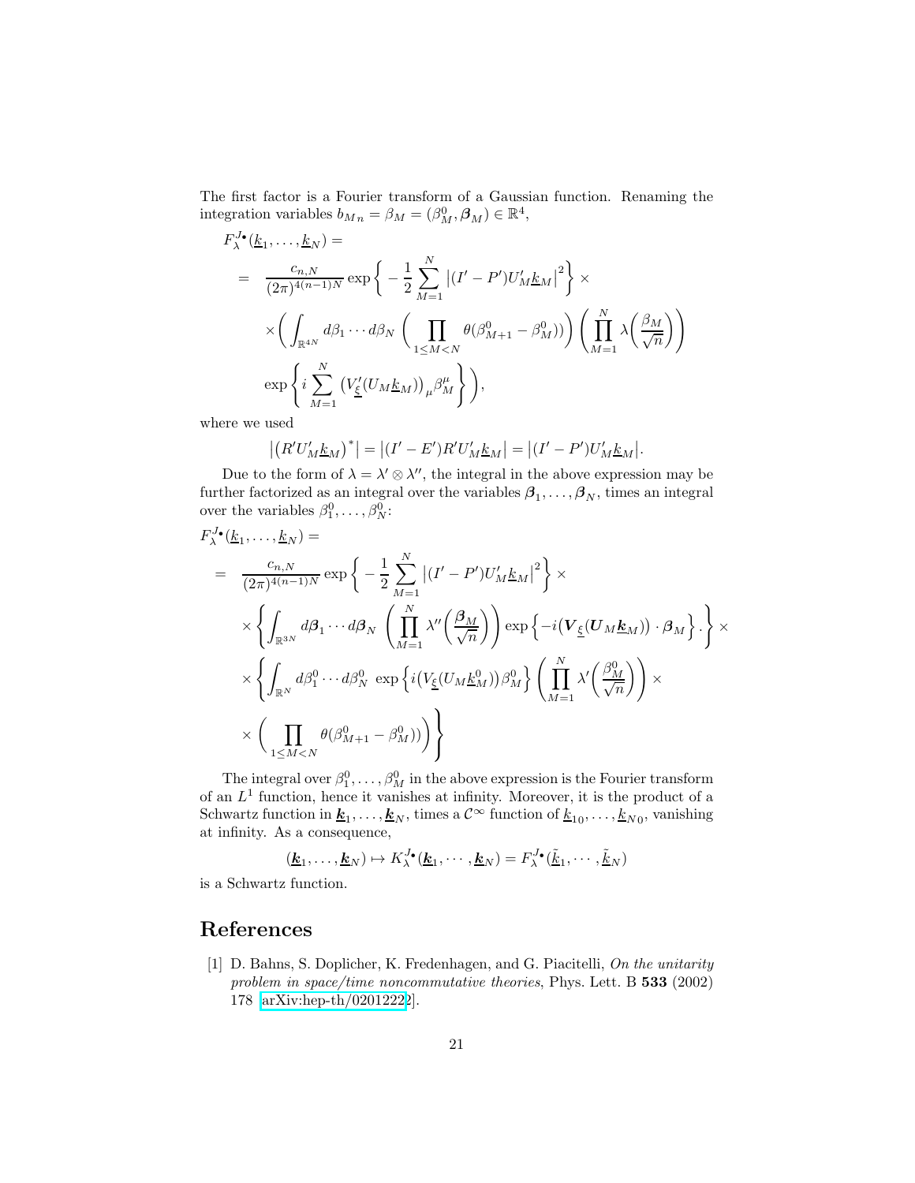The first factor is a Fourier transform of a Gaussian function. Renaming the integration variables $b_{Mn} = \beta_M = (\beta_M^0, \boldsymbol{\beta}_M) \in \mathbb{R}^4$,

$$
\begin{aligned}
&F_\lambda^{J\bullet}(\underline{k}_1, \ldots, \underline{k}_N) = \\
&= \frac{c_{n,N}}{(2\pi)^{4(n-1)N}} \exp\left\{ -\frac{1}{2} \sum_{M=1}^{N} \left|(I' - P')U'_M \underline{k}_M\right|^2 \right\} \times \\
&\quad \times \Bigg( \int_{\mathbb{R}^{4N}} d\beta_1 \cdots d\beta_N \left( \prod_{1 \leq M < N} \theta(\beta_{M+1}^0 - \beta_M^0)) \right) \left( \prod_{M=1}^{N} \lambda\Big(\frac{\beta_M}{\sqrt{n}}\Big) \right) \\
&\quad \exp\left\{ i \sum_{M=1}^{N} \left(V'_{\underline{\xi}}(U_M \underline{k}_M)\right)_\mu \beta_M^\mu \right\} \Bigg),
\end{aligned}
$$

where we used

$$
\left|\left(R' U'_M \underline{k}_M\right)^*\right| = \left|(I' - E')R' U'_M \underline{k}_M\right| = \left|(I' - P')U'_M \underline{k}_M\right|.
$$

Due to the form of $\lambda = \lambda' \otimes \lambda''$, the integral in the above expression may be further factorized as an integral over the variables $\boldsymbol{\beta}_1, \ldots, \boldsymbol{\beta}_N$, times an integral over the variables $\beta_1^0, \ldots, \beta_N^0$:

$$
\begin{aligned}
&F_\lambda^{J\bullet}(\underline{k}_1, \ldots, \underline{k}_N) = \\
&= \frac{c_{n,N}}{(2\pi)^{4(n-1)N}} \exp\left\{ -\frac{1}{2} \sum_{M=1}^{N} \left|(I' - P')U'_M \underline{k}_M\right|^2 \right\} \times \\
&\quad \times \left\{ \int_{\mathbb{R}^{3N}} d\boldsymbol{\beta}_1 \cdots d\boldsymbol{\beta}_N \left( \prod_{M=1}^{N} \lambda''\Big(\frac{\boldsymbol{\beta}_M}{\sqrt{n}}\Big) \right) \exp\left\{ -i\big(\boldsymbol{V}_{\underline{\xi}}(\boldsymbol{U}_M \underline{\boldsymbol{k}}_M)\big) \cdot \boldsymbol{\beta}_M \right\}. \right\} \times \\
&\quad \times \left\{ \int_{\mathbb{R}^{N}} d\beta_1^0 \cdots d\beta_N^0 \, \exp\left\{ i\big(V_{\underline{\xi}}(U_M \underline{k}_M^0)\big)\beta_M^0 \right\} \left( \prod_{M=1}^{N} \lambda'\Big(\frac{\beta_M^0}{\sqrt{n}}\Big) \right) \times \right. \\
&\quad \left. \times \left( \prod_{1 \leq M < N} \theta(\beta_{M+1}^0 - \beta_M^0)) \right) \right\}
\end{aligned}
$$

The integral over $\beta_1^0, \ldots, \beta_M^0$ in the above expression is the Fourier transform of an $L^1$ function, hence it vanishes at infinity. Moreover, it is the product of a Schwartz function in $\underline{\boldsymbol{k}}_1, \ldots, \underline{\boldsymbol{k}}_N$, times a $\mathcal{C}^\infty$ function of $\underline{k}_{10}, \ldots, \underline{k}_{N0}$, vanishing at infinity. As a consequence,

$$
(\underline{\boldsymbol{k}}_1, \ldots, \underline{\boldsymbol{k}}_N) \mapsto K_\lambda^{J\bullet}(\underline{\boldsymbol{k}}_1, \cdots, \underline{\boldsymbol{k}}_N) = F_\lambda^{J\bullet}(\tilde{\underline{k}}_1, \cdots, \tilde{\underline{k}}_N)
$$

is a Schwartz function.

# References

[1] D. Bahns, S. Doplicher, K. Fredenhagen, and G. Piacitelli, *On the unitarity problem in space/time noncommutative theories*, Phys. Lett. B **533** (2002) 178 [arXiv:hep-th/0201222].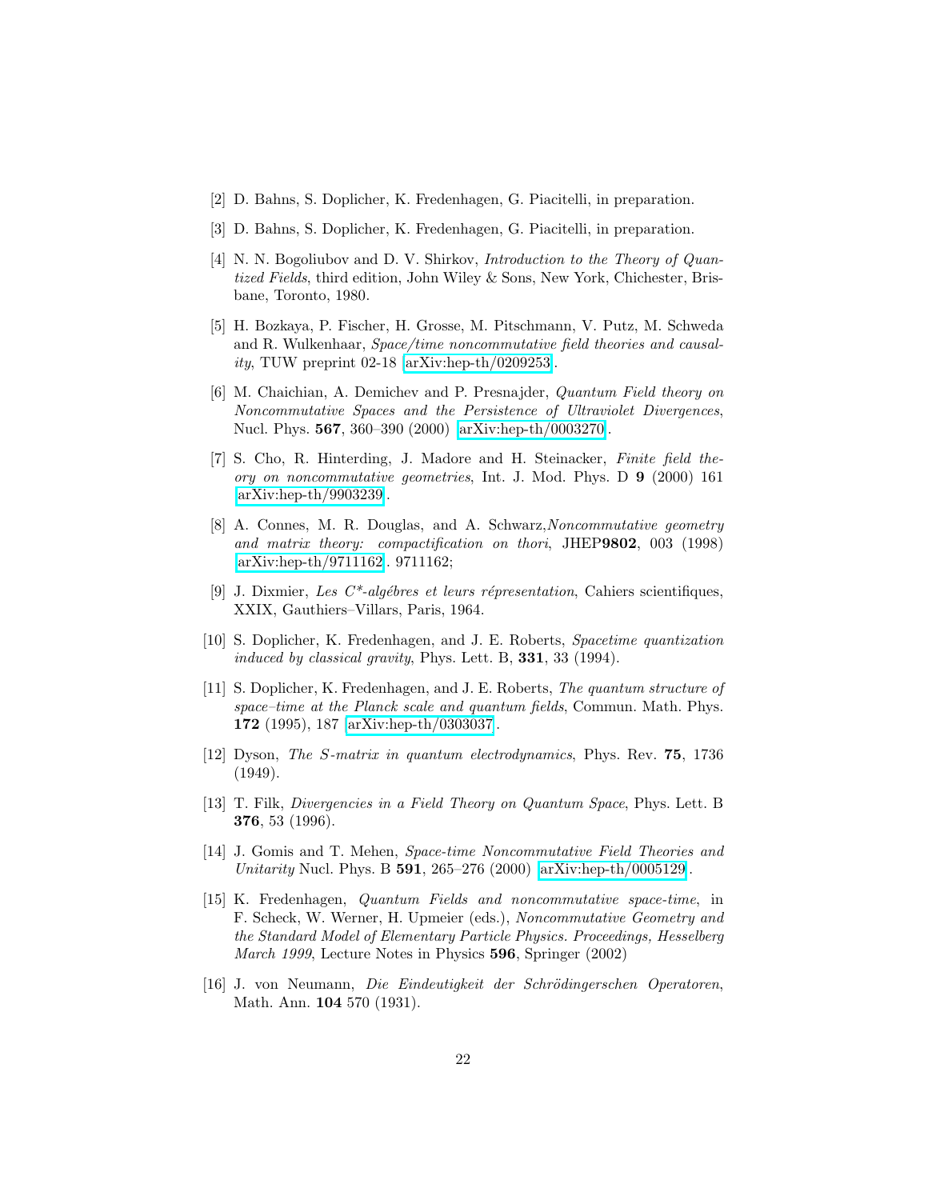[2] D. Bahns, S. Doplicher, K. Fredenhagen, G. Piacitelli, in preparation.

[3] D. Bahns, S. Doplicher, K. Fredenhagen, G. Piacitelli, in preparation.

[4] N. N. Bogoliubov and D. V. Shirkov, *Introduction to the Theory of Quantized Fields*, third edition, John Wiley & Sons, New York, Chichester, Brisbane, Toronto, 1980.

[5] H. Bozkaya, P. Fischer, H. Grosse, M. Pitschmann, V. Putz, M. Schweda and R. Wulkenhaar, *Space/time noncommutative field theories and causality*, TUW preprint 02-18 [arXiv:hep-th/0209253].

[6] M. Chaichian, A. Demichev and P. Presnajder, *Quantum Field theory on Noncommutative Spaces and the Persistence of Ultraviolet Divergences*, Nucl. Phys. **567**, 360–390 (2000) [arXiv:hep-th/0003270].

[7] S. Cho, R. Hinterding, J. Madore and H. Steinacker, *Finite field theory on noncommutative geometries*, Int. J. Mod. Phys. D **9** (2000) 161 [arXiv:hep-th/9903239].

[8] A. Connes, M. R. Douglas, and A. Schwarz,*Noncommutative geometry and matrix theory: compactification on thori*, JHEP**9802**, 003 (1998) [arXiv:hep-th/9711162]. 9711162;

[9] J. Dixmier, *Les C\*-algébres et leurs répresentation*, Cahiers scientifiques, XXIX, Gauthiers–Villars, Paris, 1964.

[10] S. Doplicher, K. Fredenhagen, and J. E. Roberts, *Spacetime quantization induced by classical gravity*, Phys. Lett. B, **331**, 33 (1994).

[11] S. Doplicher, K. Fredenhagen, and J. E. Roberts, *The quantum structure of space–time at the Planck scale and quantum fields*, Commun. Math. Phys. **172** (1995), 187 [arXiv:hep-th/0303037].

[12] Dyson, *The S-matrix in quantum electrodynamics*, Phys. Rev. **75**, 1736 (1949).

[13] T. Filk, *Divergencies in a Field Theory on Quantum Space*, Phys. Lett. B **376**, 53 (1996).

[14] J. Gomis and T. Mehen, *Space-time Noncommutative Field Theories and Unitarity* Nucl. Phys. B **591**, 265–276 (2000) [arXiv:hep-th/0005129].

[15] K. Fredenhagen, *Quantum Fields and noncommutative space-time*, in F. Scheck, W. Werner, H. Upmeier (eds.), *Noncommutative Geometry and the Standard Model of Elementary Particle Physics. Proceedings, Hesselberg March 1999*, Lecture Notes in Physics **596**, Springer (2002)

[16] J. von Neumann, *Die Eindeutigkeit der Schrödingerschen Operatoren*, Math. Ann. **104** 570 (1931).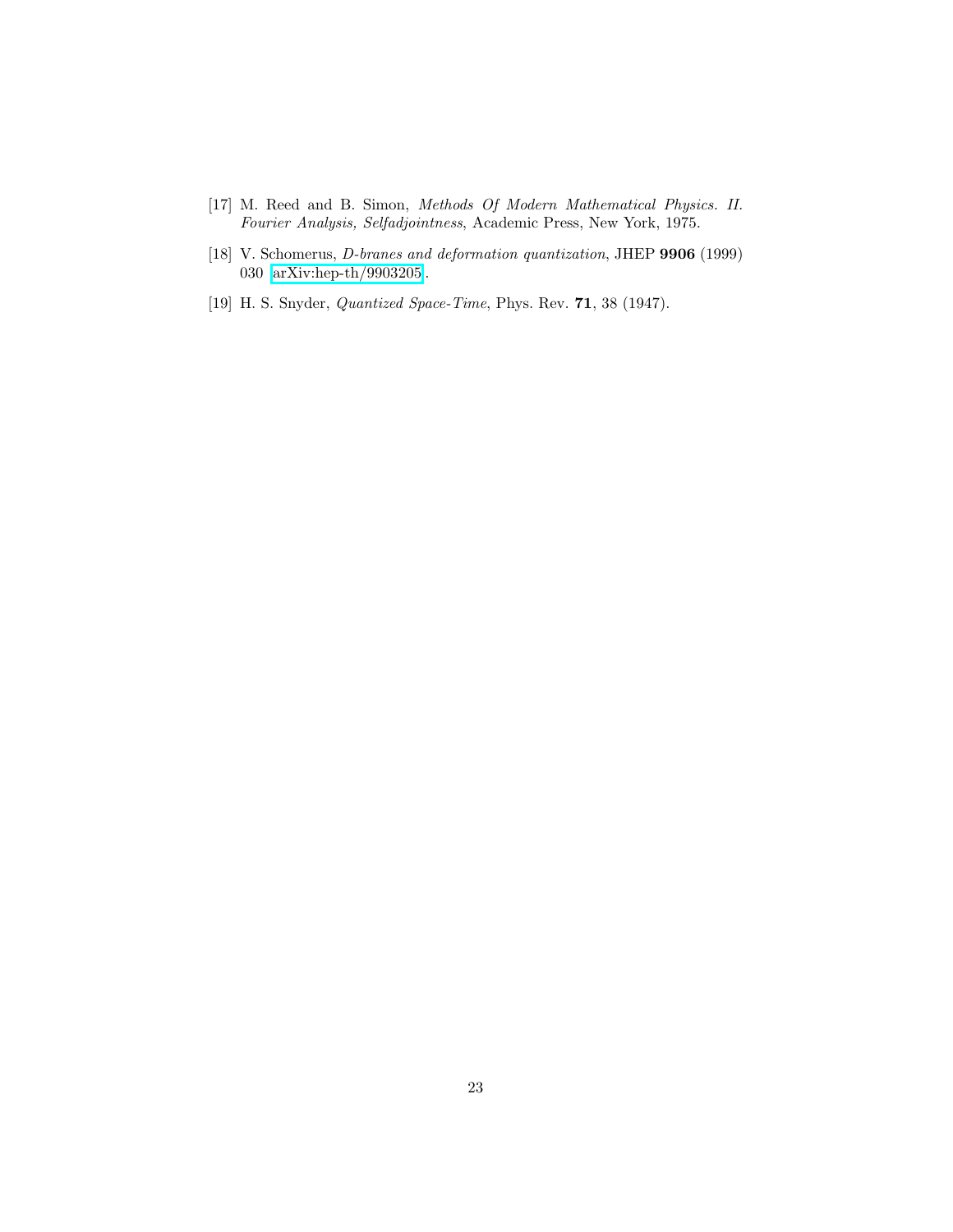[17] M. Reed and B. Simon, *Methods Of Modern Mathematical Physics. II. Fourier Analysis, Selfadjointness*, Academic Press, New York, 1975.

[18] V. Schomerus, *D-branes and deformation quantization*, JHEP **9906** (1999) 030 [arXiv:hep-th/9903205].

[19] H. S. Snyder, *Quantized Space-Time*, Phys. Rev. **71**, 38 (1947).